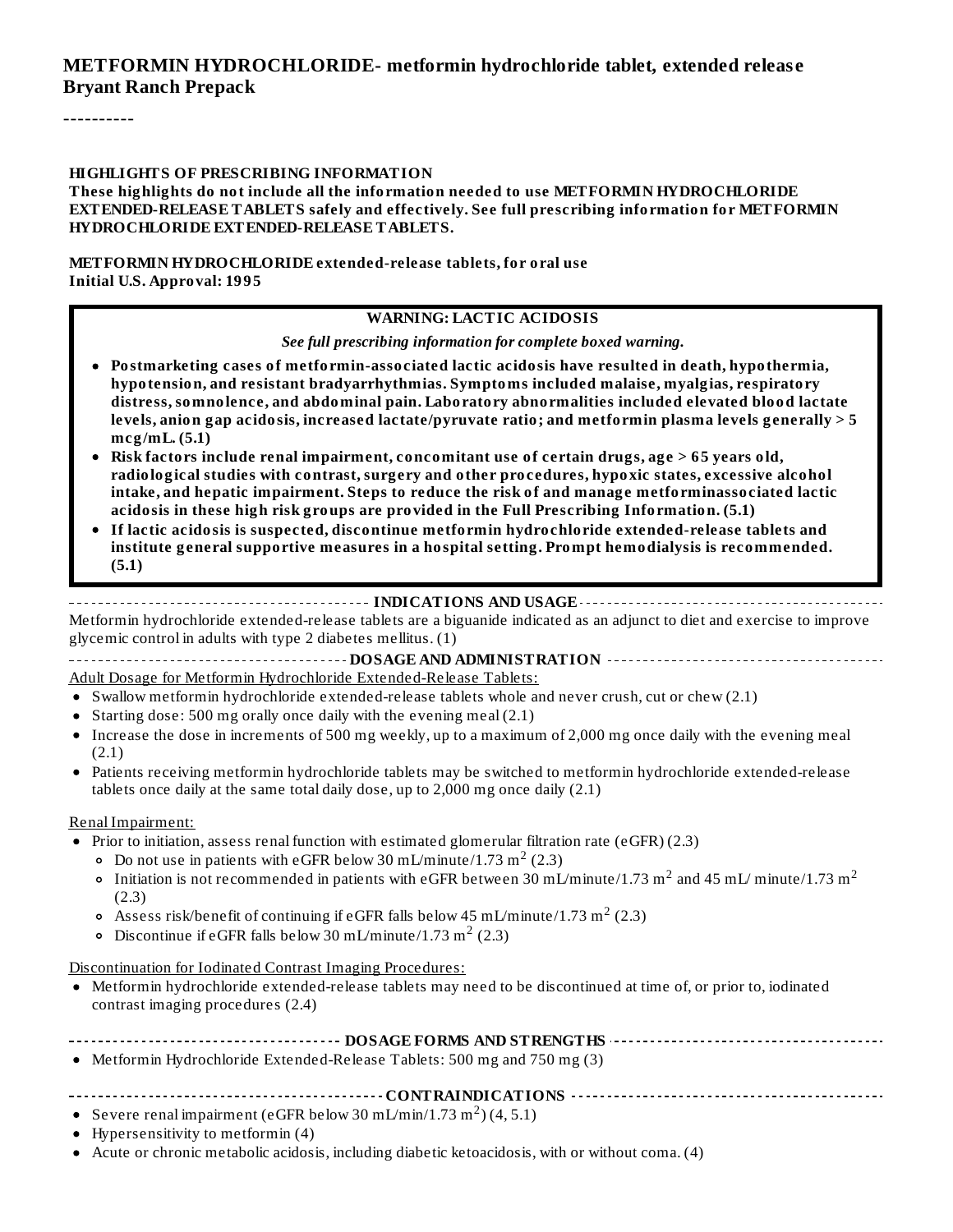# METFORMIN HYDROCHLORIDE- metformin hydrochloride tablet, extended release
**Bryant Ranch Prepack**

----------

**HIGHLIGHTS OF PRESCRIBING INFORMATION**
**These highlights do not include all the information needed to use METFORMIN HYDROCHLORIDE EXTENDED-RELEASE TABLETS safely and effectively. See full prescribing information for METFORMIN HYDROCHLORIDE EXTENDED-RELEASE TABLETS.**

**METFORMIN HYDROCHLORIDE extended-release tablets, for oral use**
**Initial U.S. Approval: 1995**

**WARNING: LACTIC ACIDOSIS**

***See full prescribing information for complete boxed warning.***

- **Postmarketing cases of metformin-associated lactic acidosis have resulted in death, hypothermia, hypotension, and resistant bradyarrhythmias. Symptoms included malaise, myalgias, respiratory distress, somnolence, and abdominal pain. Laboratory abnormalities included elevated blood lactate levels, anion gap acidosis, increased lactate/pyruvate ratio; and metformin plasma levels generally > 5 mcg/mL. (5.1)**
- **Risk factors include renal impairment, concomitant use of certain drugs, age > 65 years old, radiological studies with contrast, surgery and other procedures, hypoxic states, excessive alcohol intake, and hepatic impairment. Steps to reduce the risk of and manage metforminassociated lactic acidosis in these high risk groups are provided in the Full Prescribing Information. (5.1)**
- **If lactic acidosis is suspected, discontinue metformin hydrochloride extended-release tablets and institute general supportive measures in a hospital setting. Prompt hemodialysis is recommended. (5.1)**

**INDICATIONS AND USAGE**

Metformin hydrochloride extended-release tablets are a biguanide indicated as an adjunct to diet and exercise to improve glycemic control in adults with type 2 diabetes mellitus. (1)

**DOSAGE AND ADMINISTRATION**

Adult Dosage for Metformin Hydrochloride Extended-Release Tablets:

- Swallow metformin hydrochloride extended-release tablets whole and never crush, cut or chew (2.1)
- Starting dose: 500 mg orally once daily with the evening meal (2.1)
- Increase the dose in increments of 500 mg weekly, up to a maximum of 2,000 mg once daily with the evening meal (2.1)
- Patients receiving metformin hydrochloride tablets may be switched to metformin hydrochloride extended-release tablets once daily at the same total daily dose, up to 2,000 mg once daily (2.1)

Renal Impairment:

- Prior to initiation, assess renal function with estimated glomerular filtration rate (eGFR) (2.3)
  - Do not use in patients with eGFR below 30 mL/minute/1.73 $m^2$ (2.3)
  - Initiation is not recommended in patients with eGFR between 30 mL/minute/1.73 $m^2$ and 45 mL/ minute/1.73 $m^2$ (2.3)
  - Assess risk/benefit of continuing if eGFR falls below 45 mL/minute/1.73 $m^2$ (2.3)
  - Discontinue if eGFR falls below 30 mL/minute/1.73 $m^2$ (2.3)

Discontinuation for Iodinated Contrast Imaging Procedures:

- Metformin hydrochloride extended-release tablets may need to be discontinued at time of, or prior to, iodinated contrast imaging procedures (2.4)

**DOSAGE FORMS AND STRENGTHS**

- Metformin Hydrochloride Extended-Release Tablets: 500 mg and 750 mg (3)

**CONTRAINDICATIONS**

- Severe renal impairment (eGFR below 30 mL/min/1.73 $m^2$) (4, 5.1)
- Hypersensitivity to metformin (4)
- Acute or chronic metabolic acidosis, including diabetic ketoacidosis, with or without coma. (4)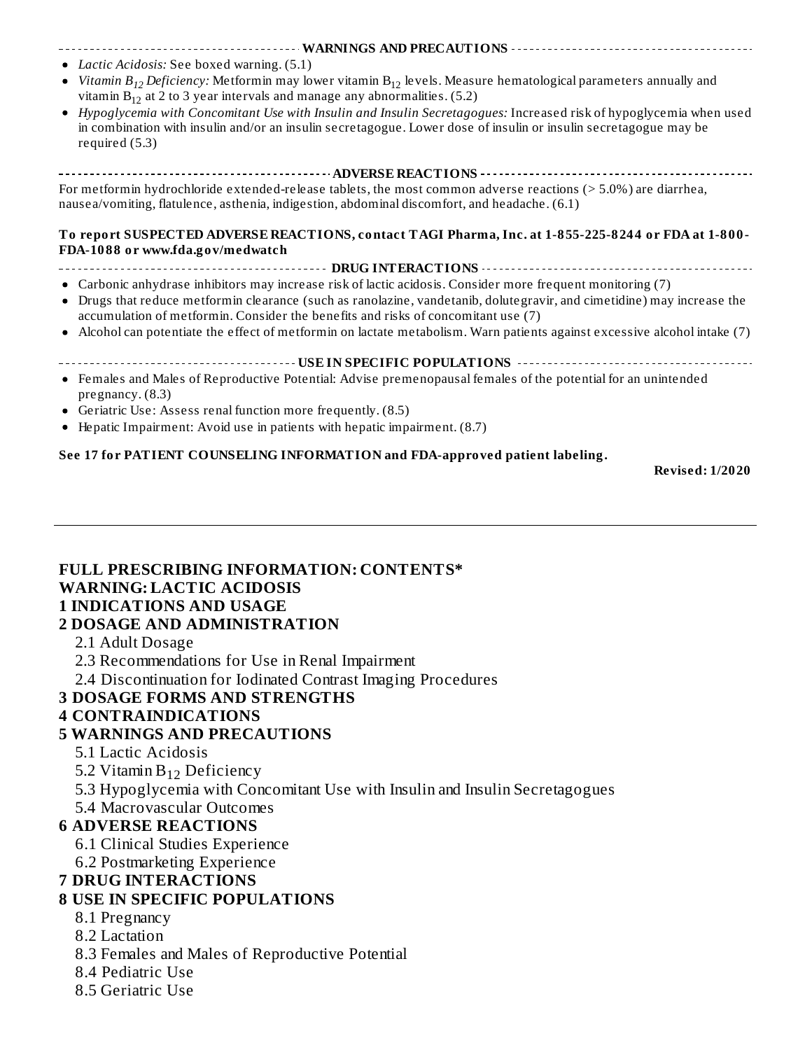## WARNINGS AND PRECAUTIONS

- *Lactic Acidosis:* See boxed warning. (5.1)
- *Vitamin $B_{12}$ Deficiency:* Metformin may lower vitamin $B_{12}$ levels. Measure hematological parameters annually and vitamin $B_{12}$ at 2 to 3 year intervals and manage any abnormalities. (5.2)
- *Hypoglycemia with Concomitant Use with Insulin and Insulin Secretagogues:* Increased risk of hypoglycemia when used in combination with insulin and/or an insulin secretagogue. Lower dose of insulin or insulin secretagogue may be required (5.3)

## ADVERSE REACTIONS

For metformin hydrochloride extended-release tablets, the most common adverse reactions (> 5.0%) are diarrhea, nausea/vomiting, flatulence, asthenia, indigestion, abdominal discomfort, and headache. (6.1)

**To report SUSPECTED ADVERSE REACTIONS, contact TAGI Pharma, Inc. at 1-855-225-8244 or FDA at 1-800-FDA-1088 or www.fda.gov/medwatch**

## DRUG INTERACTIONS

- Carbonic anhydrase inhibitors may increase risk of lactic acidosis. Consider more frequent monitoring (7)
- Drugs that reduce metformin clearance (such as ranolazine, vandetanib, dolutegravir, and cimetidine) may increase the accumulation of metformin. Consider the benefits and risks of concomitant use (7)
- Alcohol can potentiate the effect of metformin on lactate metabolism. Warn patients against excessive alcohol intake (7)

## USE IN SPECIFIC POPULATIONS

- Females and Males of Reproductive Potential: Advise premenopausal females of the potential for an unintended pregnancy. (8.3)
- Geriatric Use: Assess renal function more frequently. (8.5)
- Hepatic Impairment: Avoid use in patients with hepatic impairment. (8.7)

**See 17 for PATIENT COUNSELING INFORMATION and FDA-approved patient labeling.**

**Revised: 1/2020**

---

## FULL PRESCRIBING INFORMATION: CONTENTS*

**WARNING: LACTIC ACIDOSIS**

**1 INDICATIONS AND USAGE**

**2 DOSAGE AND ADMINISTRATION**

- 2.1 Adult Dosage
- 2.3 Recommendations for Use in Renal Impairment
- 2.4 Discontinuation for Iodinated Contrast Imaging Procedures

**3 DOSAGE FORMS AND STRENGTHS**

**4 CONTRAINDICATIONS**

**5 WARNINGS AND PRECAUTIONS**

- 5.1 Lactic Acidosis
- 5.2 Vitamin $B_{12}$ Deficiency
- 5.3 Hypoglycemia with Concomitant Use with Insulin and Insulin Secretagogues
- 5.4 Macrovascular Outcomes

**6 ADVERSE REACTIONS**

- 6.1 Clinical Studies Experience
- 6.2 Postmarketing Experience

**7 DRUG INTERACTIONS**

**8 USE IN SPECIFIC POPULATIONS**

- 8.1 Pregnancy
- 8.2 Lactation
- 8.3 Females and Males of Reproductive Potential
- 8.4 Pediatric Use
- 8.5 Geriatric Use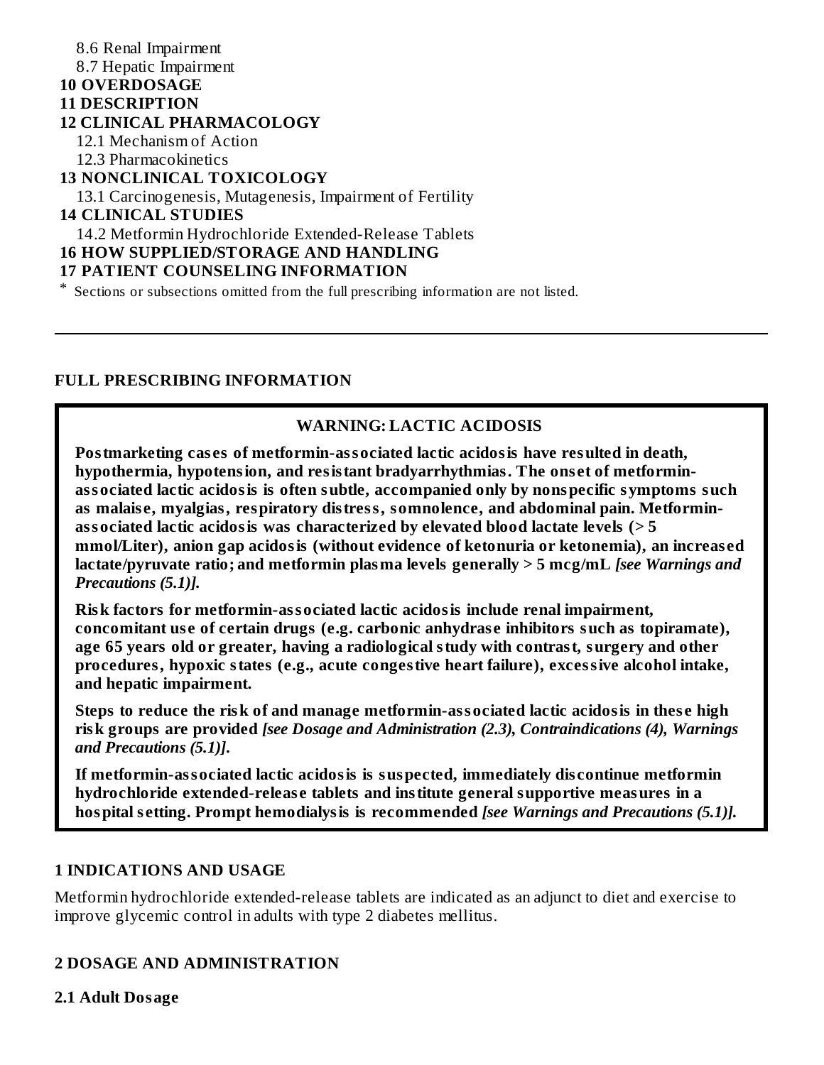8.6 Renal Impairment
8.7 Hepatic Impairment

**10 OVERDOSAGE**

**11 DESCRIPTION**

**12 CLINICAL PHARMACOLOGY**

12.1 Mechanism of Action
12.3 Pharmacokinetics

**13 NONCLINICAL TOXICOLOGY**

13.1 Carcinogenesis, Mutagenesis, Impairment of Fertility

**14 CLINICAL STUDIES**

14.2 Metformin Hydrochloride Extended-Release Tablets

**16 HOW SUPPLIED/STORAGE AND HANDLING**

**17 PATIENT COUNSELING INFORMATION**

* Sections or subsections omitted from the full prescribing information are not listed.

---

## FULL PRESCRIBING INFORMATION

### WARNING: LACTIC ACIDOSIS

**Postmarketing cases of metformin-associated lactic acidosis have resulted in death, hypothermia, hypotension, and resistant bradyarrhythmias. The onset of metformin-associated lactic acidosis is often subtle, accompanied only by nonspecific symptoms such as malaise, myalgias, respiratory distress, somnolence, and abdominal pain. Metformin-associated lactic acidosis was characterized by elevated blood lactate levels (> 5 mmol/Liter), anion gap acidosis (without evidence of ketonuria or ketonemia), an increased lactate/pyruvate ratio; and metformin plasma levels generally > 5 mcg/mL** ***[see Warnings and Precautions (5.1)].***

**Risk factors for metformin-associated lactic acidosis include renal impairment, concomitant use of certain drugs (e.g. carbonic anhydrase inhibitors such as topiramate), age 65 years old or greater, having a radiological study with contrast, surgery and other procedures, hypoxic states (e.g., acute congestive heart failure), excessive alcohol intake, and hepatic impairment.**

**Steps to reduce the risk of and manage metformin-associated lactic acidosis in these high risk groups are provided** ***[see Dosage and Administration (2.3), Contraindications (4), Warnings and Precautions (5.1)].***

**If metformin-associated lactic acidosis is suspected, immediately discontinue metformin hydrochloride extended-release tablets and institute general supportive measures in a hospital setting. Prompt hemodialysis is recommended** ***[see Warnings and Precautions (5.1)].***

## 1 INDICATIONS AND USAGE

Metformin hydrochloride extended-release tablets are indicated as an adjunct to diet and exercise to improve glycemic control in adults with type 2 diabetes mellitus.

## 2 DOSAGE AND ADMINISTRATION

### 2.1 Adult Dosage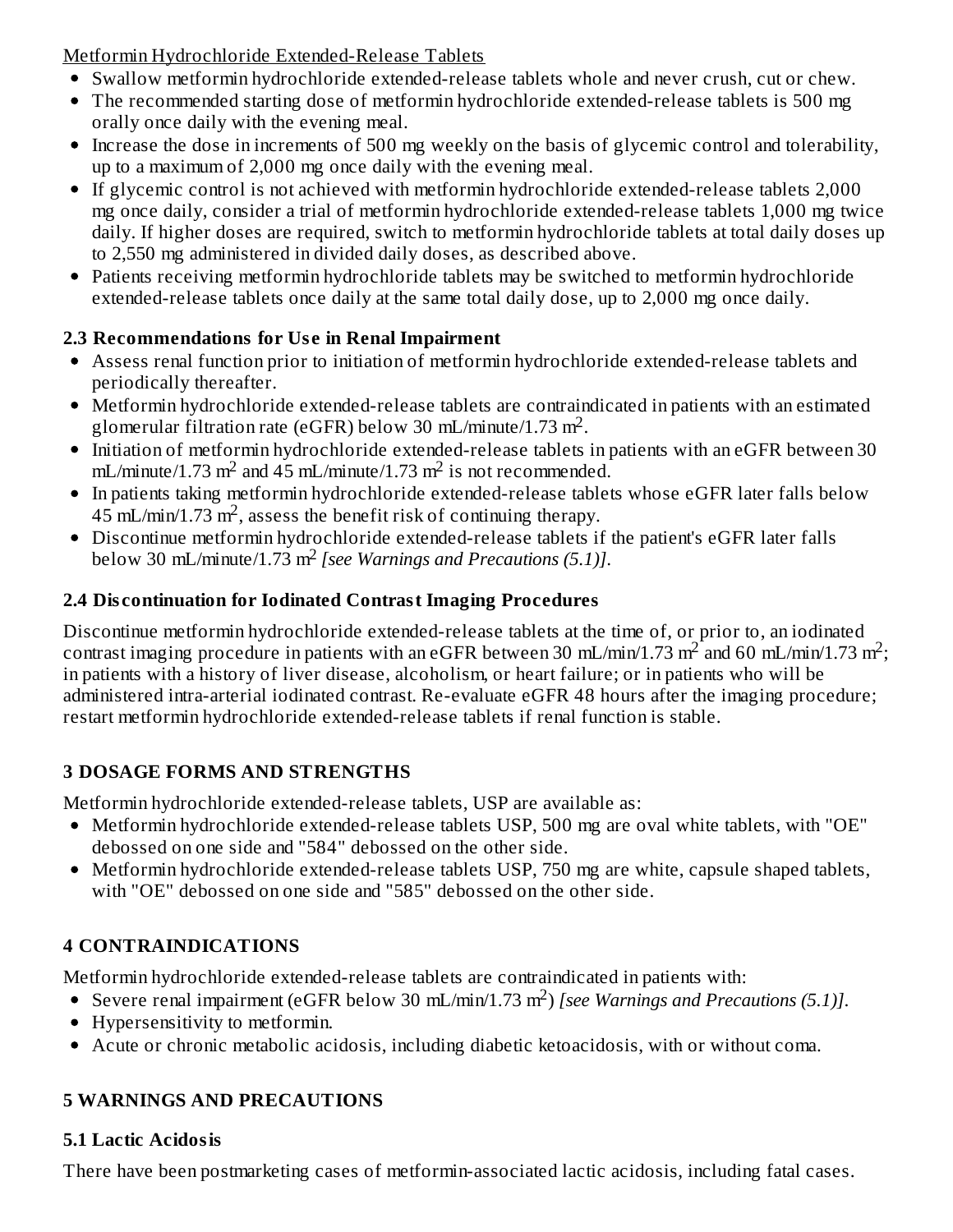Metformin Hydrochloride Extended-Release Tablets

- Swallow metformin hydrochloride extended-release tablets whole and never crush, cut or chew.
- The recommended starting dose of metformin hydrochloride extended-release tablets is 500 mg orally once daily with the evening meal.
- Increase the dose in increments of 500 mg weekly on the basis of glycemic control and tolerability, up to a maximum of 2,000 mg once daily with the evening meal.
- If glycemic control is not achieved with metformin hydrochloride extended-release tablets 2,000 mg once daily, consider a trial of metformin hydrochloride extended-release tablets 1,000 mg twice daily. If higher doses are required, switch to metformin hydrochloride tablets at total daily doses up to 2,550 mg administered in divided daily doses, as described above.
- Patients receiving metformin hydrochloride tablets may be switched to metformin hydrochloride extended-release tablets once daily at the same total daily dose, up to 2,000 mg once daily.

### 2.3 Recommendations for Use in Renal Impairment

- Assess renal function prior to initiation of metformin hydrochloride extended-release tablets and periodically thereafter.
- Metformin hydrochloride extended-release tablets are contraindicated in patients with an estimated glomerular filtration rate (eGFR) below 30 mL/minute/1.73 $m^2$.
- Initiation of metformin hydrochloride extended-release tablets in patients with an eGFR between 30 mL/minute/1.73 $m^2$ and 45 mL/minute/1.73 $m^2$ is not recommended.
- In patients taking metformin hydrochloride extended-release tablets whose eGFR later falls below 45 mL/min/1.73 $m^2$, assess the benefit risk of continuing therapy.
- Discontinue metformin hydrochloride extended-release tablets if the patient's eGFR later falls below 30 mL/minute/1.73 $m^2$ *[see Warnings and Precautions (5.1)]*.

### 2.4 Discontinuation for Iodinated Contrast Imaging Procedures

Discontinue metformin hydrochloride extended-release tablets at the time of, or prior to, an iodinated contrast imaging procedure in patients with an eGFR between 30 mL/min/1.73 $m^2$ and 60 mL/min/1.73 $m^2$; in patients with a history of liver disease, alcoholism, or heart failure; or in patients who will be administered intra-arterial iodinated contrast. Re-evaluate eGFR 48 hours after the imaging procedure; restart metformin hydrochloride extended-release tablets if renal function is stable.

## 3 DOSAGE FORMS AND STRENGTHS

Metformin hydrochloride extended-release tablets, USP are available as:

- Metformin hydrochloride extended-release tablets USP, 500 mg are oval white tablets, with "OE" debossed on one side and "584" debossed on the other side.
- Metformin hydrochloride extended-release tablets USP, 750 mg are white, capsule shaped tablets, with "OE" debossed on one side and "585" debossed on the other side.

## 4 CONTRAINDICATIONS

Metformin hydrochloride extended-release tablets are contraindicated in patients with:

- Severe renal impairment (eGFR below 30 mL/min/1.73 $m^2$) *[see Warnings and Precautions (5.1)]*.
- Hypersensitivity to metformin.
- Acute or chronic metabolic acidosis, including diabetic ketoacidosis, with or without coma.

## 5 WARNINGS AND PRECAUTIONS

### 5.1 Lactic Acidosis

There have been postmarketing cases of metformin-associated lactic acidosis, including fatal cases.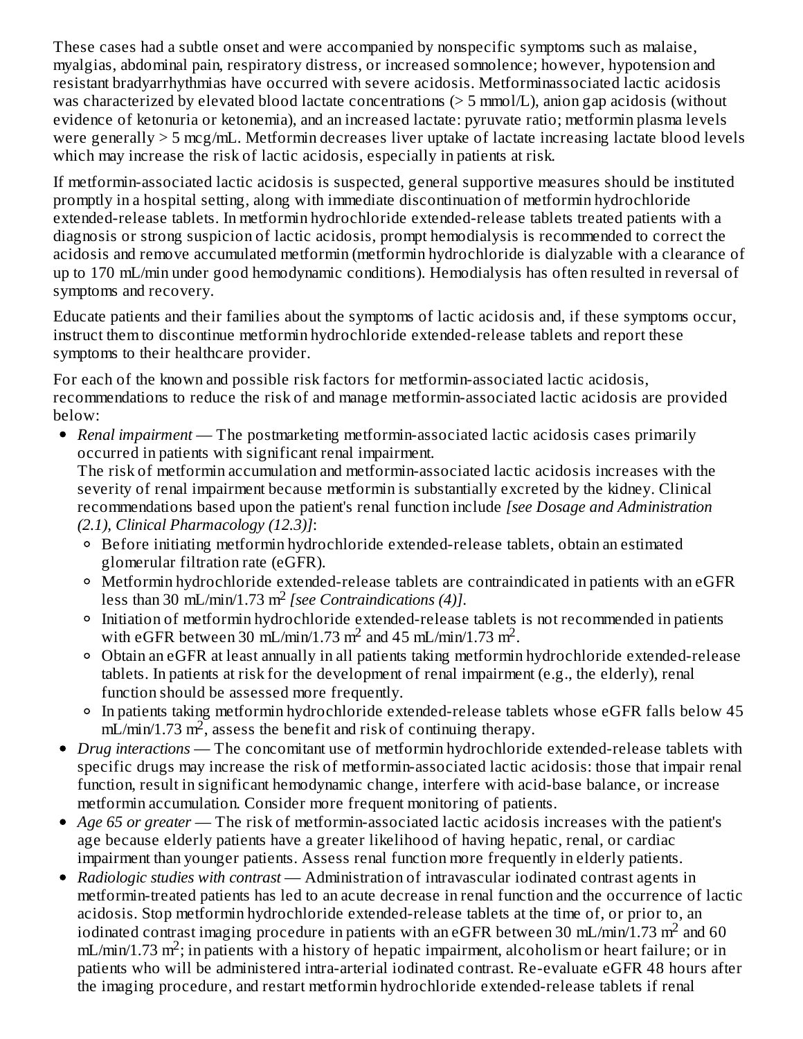These cases had a subtle onset and were accompanied by nonspecific symptoms such as malaise, myalgias, abdominal pain, respiratory distress, or increased somnolence; however, hypotension and resistant bradyarrhythmias have occurred with severe acidosis. Metforminassociated lactic acidosis was characterized by elevated blood lactate concentrations (> 5 mmol/L), anion gap acidosis (without evidence of ketonuria or ketonemia), and an increased lactate: pyruvate ratio; metformin plasma levels were generally > 5 mcg/mL. Metformin decreases liver uptake of lactate increasing lactate blood levels which may increase the risk of lactic acidosis, especially in patients at risk.

If metformin-associated lactic acidosis is suspected, general supportive measures should be instituted promptly in a hospital setting, along with immediate discontinuation of metformin hydrochloride extended-release tablets. In metformin hydrochloride extended-release tablets treated patients with a diagnosis or strong suspicion of lactic acidosis, prompt hemodialysis is recommended to correct the acidosis and remove accumulated metformin (metformin hydrochloride is dialyzable with a clearance of up to 170 mL/min under good hemodynamic conditions). Hemodialysis has often resulted in reversal of symptoms and recovery.

Educate patients and their families about the symptoms of lactic acidosis and, if these symptoms occur, instruct them to discontinue metformin hydrochloride extended-release tablets and report these symptoms to their healthcare provider.

For each of the known and possible risk factors for metformin-associated lactic acidosis, recommendations to reduce the risk of and manage metformin-associated lactic acidosis are provided below:

- *Renal impairment* — The postmarketing metformin-associated lactic acidosis cases primarily occurred in patients with significant renal impairment.
  The risk of metformin accumulation and metformin-associated lactic acidosis increases with the severity of renal impairment because metformin is substantially excreted by the kidney. Clinical recommendations based upon the patient's renal function include *[see Dosage and Administration (2.1), Clinical Pharmacology (12.3)]*:
  - Before initiating metformin hydrochloride extended-release tablets, obtain an estimated glomerular filtration rate (eGFR).
  - Metformin hydrochloride extended-release tablets are contraindicated in patients with an eGFR less than 30 mL/min/1.73 $m^2$ *[see Contraindications (4)]*.
  - Initiation of metformin hydrochloride extended-release tablets is not recommended in patients with eGFR between 30 mL/min/1.73 $m^2$ and 45 mL/min/1.73 $m^2$.
  - Obtain an eGFR at least annually in all patients taking metformin hydrochloride extended-release tablets. In patients at risk for the development of renal impairment (e.g., the elderly), renal function should be assessed more frequently.
  - In patients taking metformin hydrochloride extended-release tablets whose eGFR falls below 45 mL/min/1.73 $m^2$, assess the benefit and risk of continuing therapy.
- *Drug interactions* — The concomitant use of metformin hydrochloride extended-release tablets with specific drugs may increase the risk of metformin-associated lactic acidosis: those that impair renal function, result in significant hemodynamic change, interfere with acid-base balance, or increase metformin accumulation. Consider more frequent monitoring of patients.
- *Age 65 or greater* — The risk of metformin-associated lactic acidosis increases with the patient's age because elderly patients have a greater likelihood of having hepatic, renal, or cardiac impairment than younger patients. Assess renal function more frequently in elderly patients.
- *Radiologic studies with contrast* — Administration of intravascular iodinated contrast agents in metformin-treated patients has led to an acute decrease in renal function and the occurrence of lactic acidosis. Stop metformin hydrochloride extended-release tablets at the time of, or prior to, an iodinated contrast imaging procedure in patients with an eGFR between 30 mL/min/1.73 $m^2$ and 60 mL/min/1.73 $m^2$; in patients with a history of hepatic impairment, alcoholism or heart failure; or in patients who will be administered intra-arterial iodinated contrast. Re-evaluate eGFR 48 hours after the imaging procedure, and restart metformin hydrochloride extended-release tablets if renal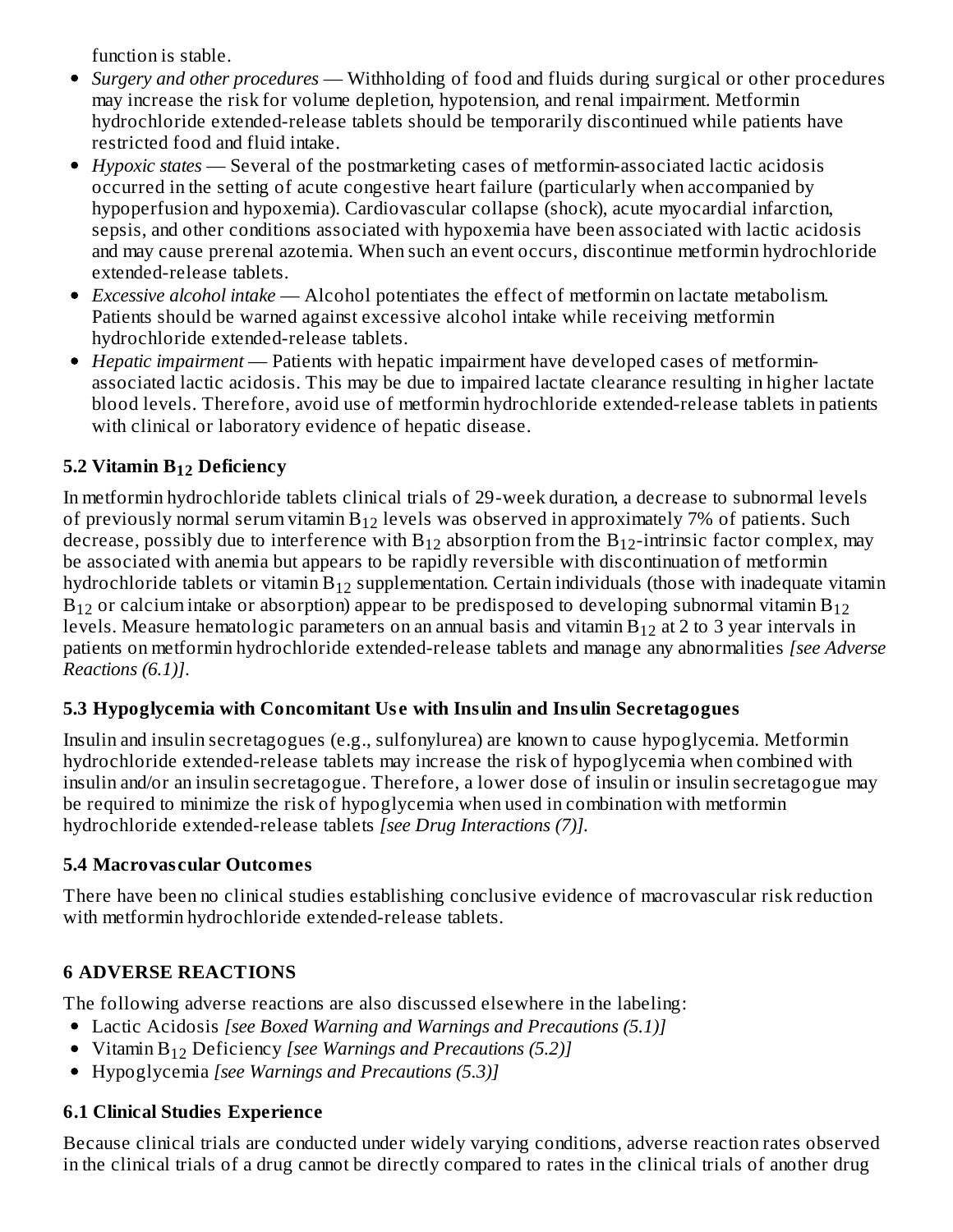function is stable.

- *Surgery and other procedures* — Withholding of food and fluids during surgical or other procedures may increase the risk for volume depletion, hypotension, and renal impairment. Metformin hydrochloride extended-release tablets should be temporarily discontinued while patients have restricted food and fluid intake.
- *Hypoxic states* — Several of the postmarketing cases of metformin-associated lactic acidosis occurred in the setting of acute congestive heart failure (particularly when accompanied by hypoperfusion and hypoxemia). Cardiovascular collapse (shock), acute myocardial infarction, sepsis, and other conditions associated with hypoxemia have been associated with lactic acidosis and may cause prerenal azotemia. When such an event occurs, discontinue metformin hydrochloride extended-release tablets.
- *Excessive alcohol intake* — Alcohol potentiates the effect of metformin on lactate metabolism. Patients should be warned against excessive alcohol intake while receiving metformin hydrochloride extended-release tablets.
- *Hepatic impairment* — Patients with hepatic impairment have developed cases of metformin-associated lactic acidosis. This may be due to impaired lactate clearance resulting in higher lactate blood levels. Therefore, avoid use of metformin hydrochloride extended-release tablets in patients with clinical or laboratory evidence of hepatic disease.

### 5.2 Vitamin $B_{12}$ Deficiency

In metformin hydrochloride tablets clinical trials of 29-week duration, a decrease to subnormal levels of previously normal serum vitamin $B_{12}$ levels was observed in approximately 7% of patients. Such decrease, possibly due to interference with $B_{12}$ absorption from the $B_{12}$-intrinsic factor complex, may be associated with anemia but appears to be rapidly reversible with discontinuation of metformin hydrochloride tablets or vitamin $B_{12}$ supplementation. Certain individuals (those with inadequate vitamin $B_{12}$ or calcium intake or absorption) appear to be predisposed to developing subnormal vitamin $B_{12}$ levels. Measure hematologic parameters on an annual basis and vitamin $B_{12}$ at 2 to 3 year intervals in patients on metformin hydrochloride extended-release tablets and manage any abnormalities *[see Adverse Reactions (6.1)]*.

### 5.3 Hypoglycemia with Concomitant Use with Insulin and Insulin Secretagogues

Insulin and insulin secretagogues (e.g., sulfonylurea) are known to cause hypoglycemia. Metformin hydrochloride extended-release tablets may increase the risk of hypoglycemia when combined with insulin and/or an insulin secretagogue. Therefore, a lower dose of insulin or insulin secretagogue may be required to minimize the risk of hypoglycemia when used in combination with metformin hydrochloride extended-release tablets *[see Drug Interactions (7)]*.

### 5.4 Macrovascular Outcomes

There have been no clinical studies establishing conclusive evidence of macrovascular risk reduction with metformin hydrochloride extended-release tablets.

## 6 ADVERSE REACTIONS

The following adverse reactions are also discussed elsewhere in the labeling:

- Lactic Acidosis *[see Boxed Warning and Warnings and Precautions (5.1)]*
- Vitamin $B_{12}$ Deficiency *[see Warnings and Precautions (5.2)]*
- Hypoglycemia *[see Warnings and Precautions (5.3)]*

### 6.1 Clinical Studies Experience

Because clinical trials are conducted under widely varying conditions, adverse reaction rates observed in the clinical trials of a drug cannot be directly compared to rates in the clinical trials of another drug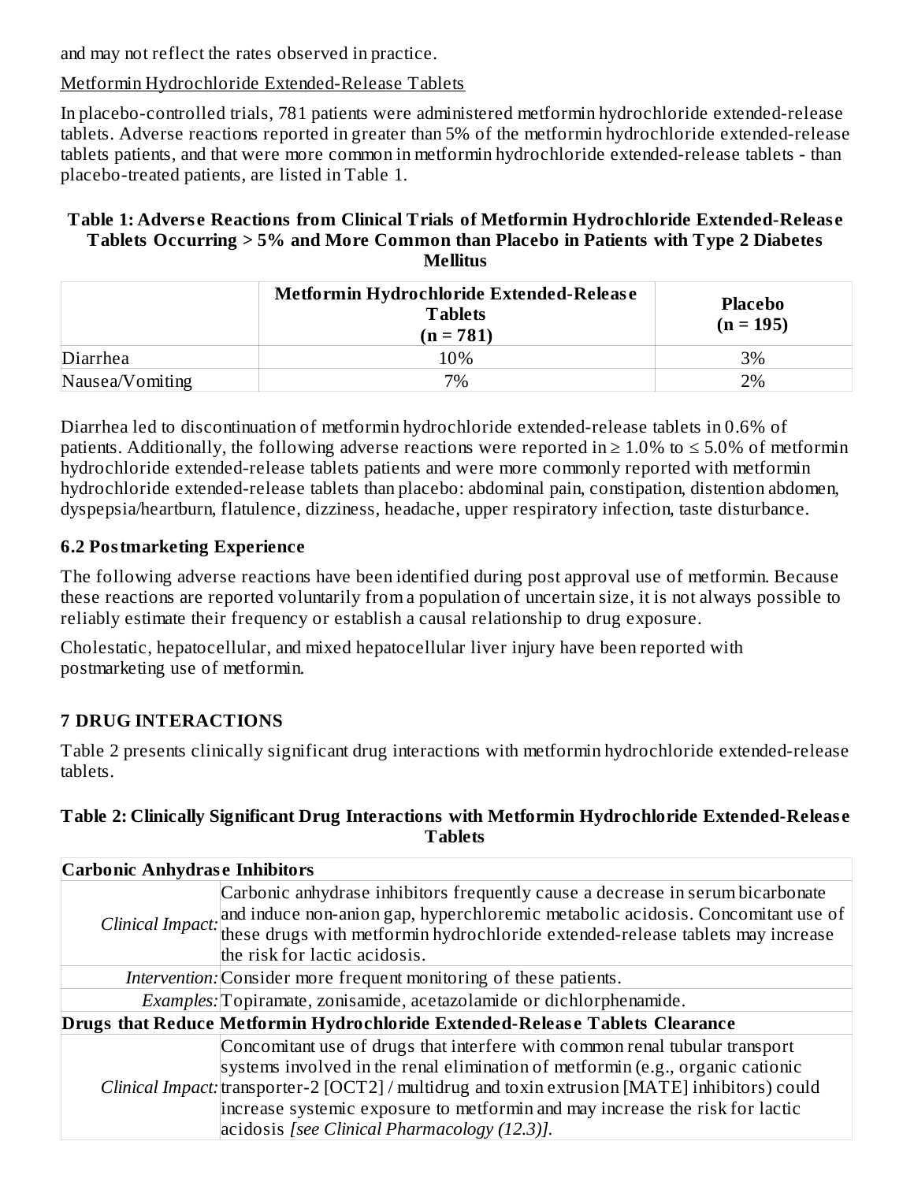and may not reflect the rates observed in practice.

Metformin Hydrochloride Extended-Release Tablets

In placebo-controlled trials, 781 patients were administered metformin hydrochloride extended-release tablets. Adverse reactions reported in greater than 5% of the metformin hydrochloride extended-release tablets patients, and that were more common in metformin hydrochloride extended-release tablets - than placebo-treated patients, are listed in Table 1.

**Table 1: Adverse Reactions from Clinical Trials of Metformin Hydrochloride Extended-Release Tablets Occurring > 5% and More Common than Placebo in Patients with Type 2 Diabetes Mellitus**

| | Metformin Hydrochloride Extended-Release Tablets (n = 781) | Placebo (n = 195) |
|---|---|---|
| Diarrhea | 10% | 3% |
| Nausea/Vomiting | 7% | 2% |

Diarrhea led to discontinuation of metformin hydrochloride extended-release tablets in 0.6% of patients. Additionally, the following adverse reactions were reported in ≥ 1.0% to ≤ 5.0% of metformin hydrochloride extended-release tablets patients and were more commonly reported with metformin hydrochloride extended-release tablets than placebo: abdominal pain, constipation, distention abdomen, dyspepsia/heartburn, flatulence, dizziness, headache, upper respiratory infection, taste disturbance.

### 6.2 Postmarketing Experience

The following adverse reactions have been identified during post approval use of metformin. Because these reactions are reported voluntarily from a population of uncertain size, it is not always possible to reliably estimate their frequency or establish a causal relationship to drug exposure.

Cholestatic, hepatocellular, and mixed hepatocellular liver injury have been reported with postmarketing use of metformin.

## 7 DRUG INTERACTIONS

Table 2 presents clinically significant drug interactions with metformin hydrochloride extended-release tablets.

**Table 2: Clinically Significant Drug Interactions with Metformin Hydrochloride Extended-Release Tablets**

| **Carbonic Anhydrase Inhibitors** | |
|---|---|
| *Clinical Impact:* | Carbonic anhydrase inhibitors frequently cause a decrease in serum bicarbonate and induce non-anion gap, hyperchloremic metabolic acidosis. Concomitant use of these drugs with metformin hydrochloride extended-release tablets may increase the risk for lactic acidosis. |
| *Intervention:* | Consider more frequent monitoring of these patients. |
| *Examples:* | Topiramate, zonisamide, acetazolamide or dichlorphenamide. |
| **Drugs that Reduce Metformin Hydrochloride Extended-Release Tablets Clearance** | |
| *Clinical Impact:* | Concomitant use of drugs that interfere with common renal tubular transport systems involved in the renal elimination of metformin (e.g., organic cationic transporter-2 [OCT2] / multidrug and toxin extrusion [MATE] inhibitors) could increase systemic exposure to metformin and may increase the risk for lactic acidosis *[see Clinical Pharmacology (12.3)]*. |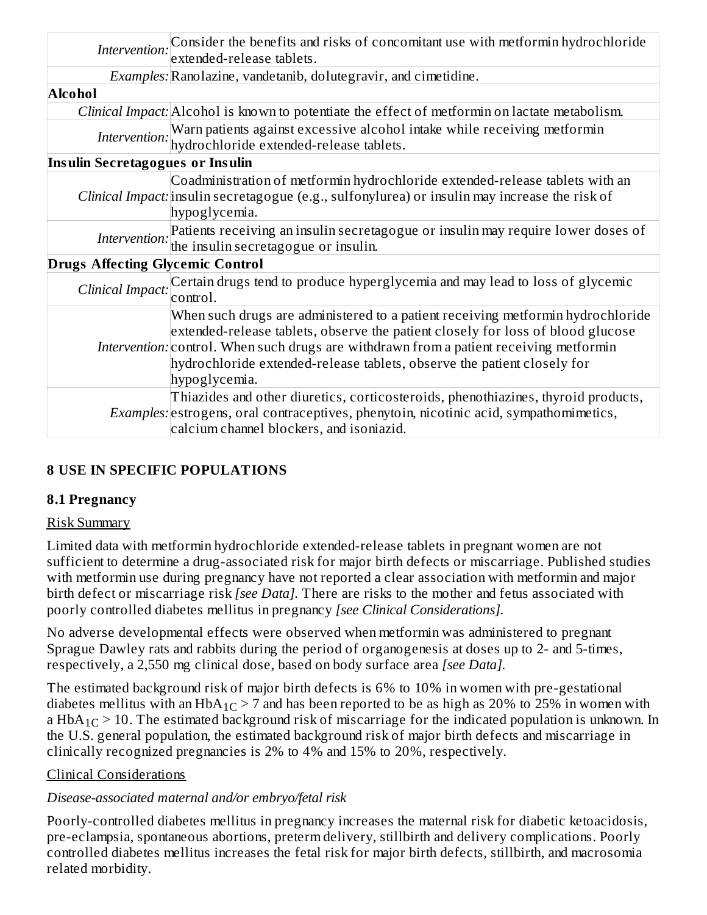| | |
|---|---|
| *Intervention:* | Consider the benefits and risks of concomitant use with metformin hydrochloride extended-release tablets. |
| *Examples:* | Ranolazine, vandetanib, dolutegravir, and cimetidine. |
| **Alcohol** | |
| *Clinical Impact:* | Alcohol is known to potentiate the effect of metformin on lactate metabolism. |
| *Intervention:* | Warn patients against excessive alcohol intake while receiving metformin hydrochloride extended-release tablets. |
| **Insulin Secretagogues or Insulin** | |
| *Clinical Impact:* | Coadministration of metformin hydrochloride extended-release tablets with an insulin secretagogue (e.g., sulfonylurea) or insulin may increase the risk of hypoglycemia. |
| *Intervention:* | Patients receiving an insulin secretagogue or insulin may require lower doses of the insulin secretagogue or insulin. |
| **Drugs Affecting Glycemic Control** | |
| *Clinical Impact:* | Certain drugs tend to produce hyperglycemia and may lead to loss of glycemic control. |
| *Intervention:* | When such drugs are administered to a patient receiving metformin hydrochloride extended-release tablets, observe the patient closely for loss of blood glucose control. When such drugs are withdrawn from a patient receiving metformin hydrochloride extended-release tablets, observe the patient closely for hypoglycemia. |
| *Examples:* | Thiazides and other diuretics, corticosteroids, phenothiazines, thyroid products, estrogens, oral contraceptives, phenytoin, nicotinic acid, sympathomimetics, calcium channel blockers, and isoniazid. |

## 8 USE IN SPECIFIC POPULATIONS

### 8.1 Pregnancy

Risk Summary

Limited data with metformin hydrochloride extended-release tablets in pregnant women are not sufficient to determine a drug-associated risk for major birth defects or miscarriage. Published studies with metformin use during pregnancy have not reported a clear association with metformin and major birth defect or miscarriage risk *[see Data]*. There are risks to the mother and fetus associated with poorly controlled diabetes mellitus in pregnancy *[see Clinical Considerations]*.

No adverse developmental effects were observed when metformin was administered to pregnant Sprague Dawley rats and rabbits during the period of organogenesis at doses up to 2- and 5-times, respectively, a 2,550 mg clinical dose, based on body surface area *[see Data]*.

The estimated background risk of major birth defects is 6% to 10% in women with pre-gestational diabetes mellitus with an $HbA_{1C} > 7$ and has been reported to be as high as 20% to 25% in women with a $HbA_{1C} > 10$. The estimated background risk of miscarriage for the indicated population is unknown. In the U.S. general population, the estimated background risk of major birth defects and miscarriage in clinically recognized pregnancies is 2% to 4% and 15% to 20%, respectively.

Clinical Considerations

*Disease-associated maternal and/or embryo/fetal risk*

Poorly-controlled diabetes mellitus in pregnancy increases the maternal risk for diabetic ketoacidosis, pre-eclampsia, spontaneous abortions, preterm delivery, stillbirth and delivery complications. Poorly controlled diabetes mellitus increases the fetal risk for major birth defects, stillbirth, and macrosomia related morbidity.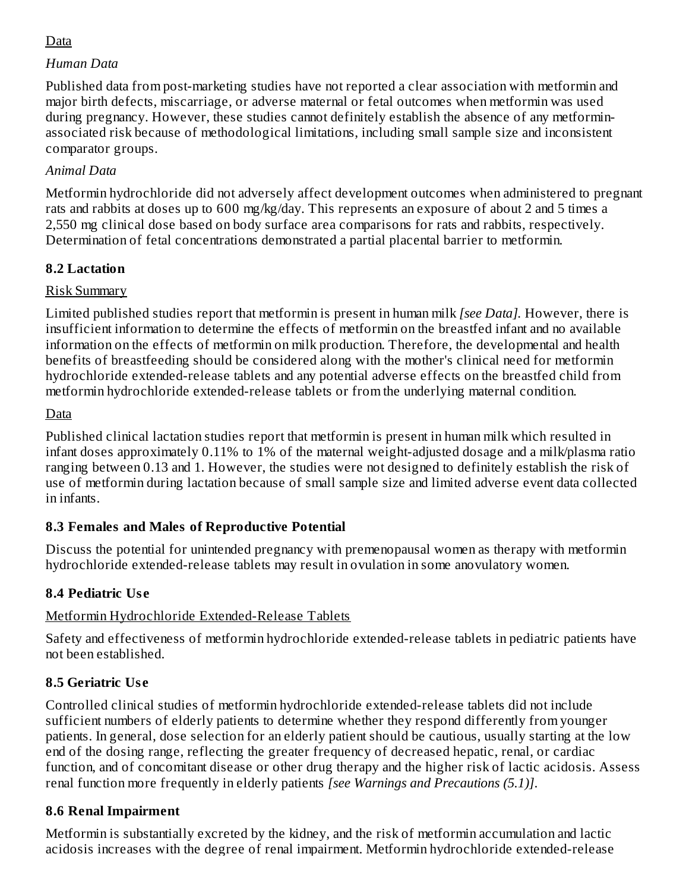Data

*Human Data*

Published data from post-marketing studies have not reported a clear association with metformin and major birth defects, miscarriage, or adverse maternal or fetal outcomes when metformin was used during pregnancy. However, these studies cannot definitely establish the absence of any metformin-associated risk because of methodological limitations, including small sample size and inconsistent comparator groups.

*Animal Data*

Metformin hydrochloride did not adversely affect development outcomes when administered to pregnant rats and rabbits at doses up to 600 mg/kg/day. This represents an exposure of about 2 and 5 times a 2,550 mg clinical dose based on body surface area comparisons for rats and rabbits, respectively. Determination of fetal concentrations demonstrated a partial placental barrier to metformin.

### 8.2 Lactation

Risk Summary

Limited published studies report that metformin is present in human milk *[see Data]*. However, there is insufficient information to determine the effects of metformin on the breastfed infant and no available information on the effects of metformin on milk production. Therefore, the developmental and health benefits of breastfeeding should be considered along with the mother's clinical need for metformin hydrochloride extended-release tablets and any potential adverse effects on the breastfed child from metformin hydrochloride extended-release tablets or from the underlying maternal condition.

Data

Published clinical lactation studies report that metformin is present in human milk which resulted in infant doses approximately 0.11% to 1% of the maternal weight-adjusted dosage and a milk/plasma ratio ranging between 0.13 and 1. However, the studies were not designed to definitely establish the risk of use of metformin during lactation because of small sample size and limited adverse event data collected in infants.

### 8.3 Females and Males of Reproductive Potential

Discuss the potential for unintended pregnancy with premenopausal women as therapy with metformin hydrochloride extended-release tablets may result in ovulation in some anovulatory women.

### 8.4 Pediatric Use

Metformin Hydrochloride Extended-Release Tablets

Safety and effectiveness of metformin hydrochloride extended-release tablets in pediatric patients have not been established.

### 8.5 Geriatric Use

Controlled clinical studies of metformin hydrochloride extended-release tablets did not include sufficient numbers of elderly patients to determine whether they respond differently from younger patients. In general, dose selection for an elderly patient should be cautious, usually starting at the low end of the dosing range, reflecting the greater frequency of decreased hepatic, renal, or cardiac function, and of concomitant disease or other drug therapy and the higher risk of lactic acidosis. Assess renal function more frequently in elderly patients *[see Warnings and Precautions (5.1)]*.

### 8.6 Renal Impairment

Metformin is substantially excreted by the kidney, and the risk of metformin accumulation and lactic acidosis increases with the degree of renal impairment. Metformin hydrochloride extended-release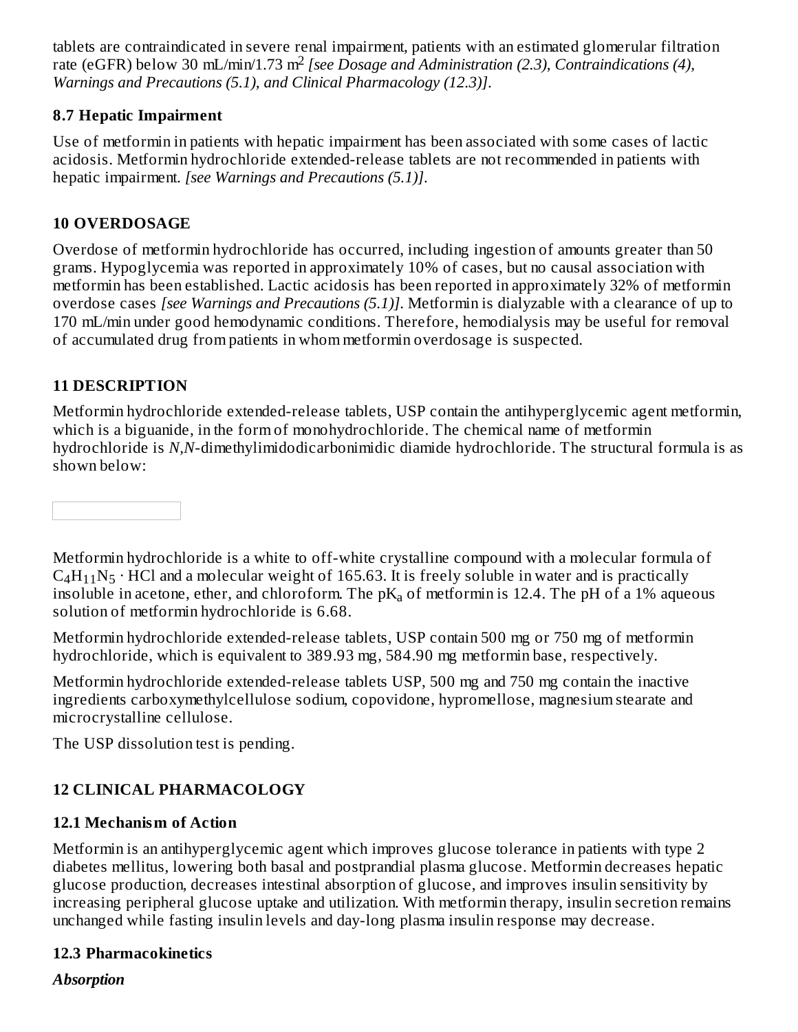tablets are contraindicated in severe renal impairment, patients with an estimated glomerular filtration rate (eGFR) below 30 mL/min/1.73 $m^2$ *[see Dosage and Administration (2.3), Contraindications (4), Warnings and Precautions (5.1), and Clinical Pharmacology (12.3)].*

### 8.7 Hepatic Impairment

Use of metformin in patients with hepatic impairment has been associated with some cases of lactic acidosis. Metformin hydrochloride extended-release tablets are not recommended in patients with hepatic impairment. *[see Warnings and Precautions (5.1)].*

## 10 OVERDOSAGE

Overdose of metformin hydrochloride has occurred, including ingestion of amounts greater than 50 grams. Hypoglycemia was reported in approximately 10% of cases, but no causal association with metformin has been established. Lactic acidosis has been reported in approximately 32% of metformin overdose cases *[see Warnings and Precautions (5.1)]*. Metformin is dialyzable with a clearance of up to 170 mL/min under good hemodynamic conditions. Therefore, hemodialysis may be useful for removal of accumulated drug from patients in whom metformin overdosage is suspected.

## 11 DESCRIPTION

Metformin hydrochloride extended-release tablets, USP contain the antihyperglycemic agent metformin, which is a biguanide, in the form of monohydrochloride. The chemical name of metformin hydrochloride is *N,N*-dimethylimidodicarbonimidic diamide hydrochloride. The structural formula is as shown below:

Metformin hydrochloride is a white to off-white crystalline compound with a molecular formula of $C_4H_{11}N_5 \cdot HCl$ and a molecular weight of 165.63. It is freely soluble in water and is practically insoluble in acetone, ether, and chloroform. The $pK_a$ of metformin is 12.4. The pH of a 1% aqueous solution of metformin hydrochloride is 6.68.

Metformin hydrochloride extended-release tablets, USP contain 500 mg or 750 mg of metformin hydrochloride, which is equivalent to 389.93 mg, 584.90 mg metformin base, respectively.

Metformin hydrochloride extended-release tablets USP, 500 mg and 750 mg contain the inactive ingredients carboxymethylcellulose sodium, copovidone, hypromellose, magnesium stearate and microcrystalline cellulose.

The USP dissolution test is pending.

## 12 CLINICAL PHARMACOLOGY

### 12.1 Mechanism of Action

Metformin is an antihyperglycemic agent which improves glucose tolerance in patients with type 2 diabetes mellitus, lowering both basal and postprandial plasma glucose. Metformin decreases hepatic glucose production, decreases intestinal absorption of glucose, and improves insulin sensitivity by increasing peripheral glucose uptake and utilization. With metformin therapy, insulin secretion remains unchanged while fasting insulin levels and day-long plasma insulin response may decrease.

### 12.3 Pharmacokinetics

***Absorption***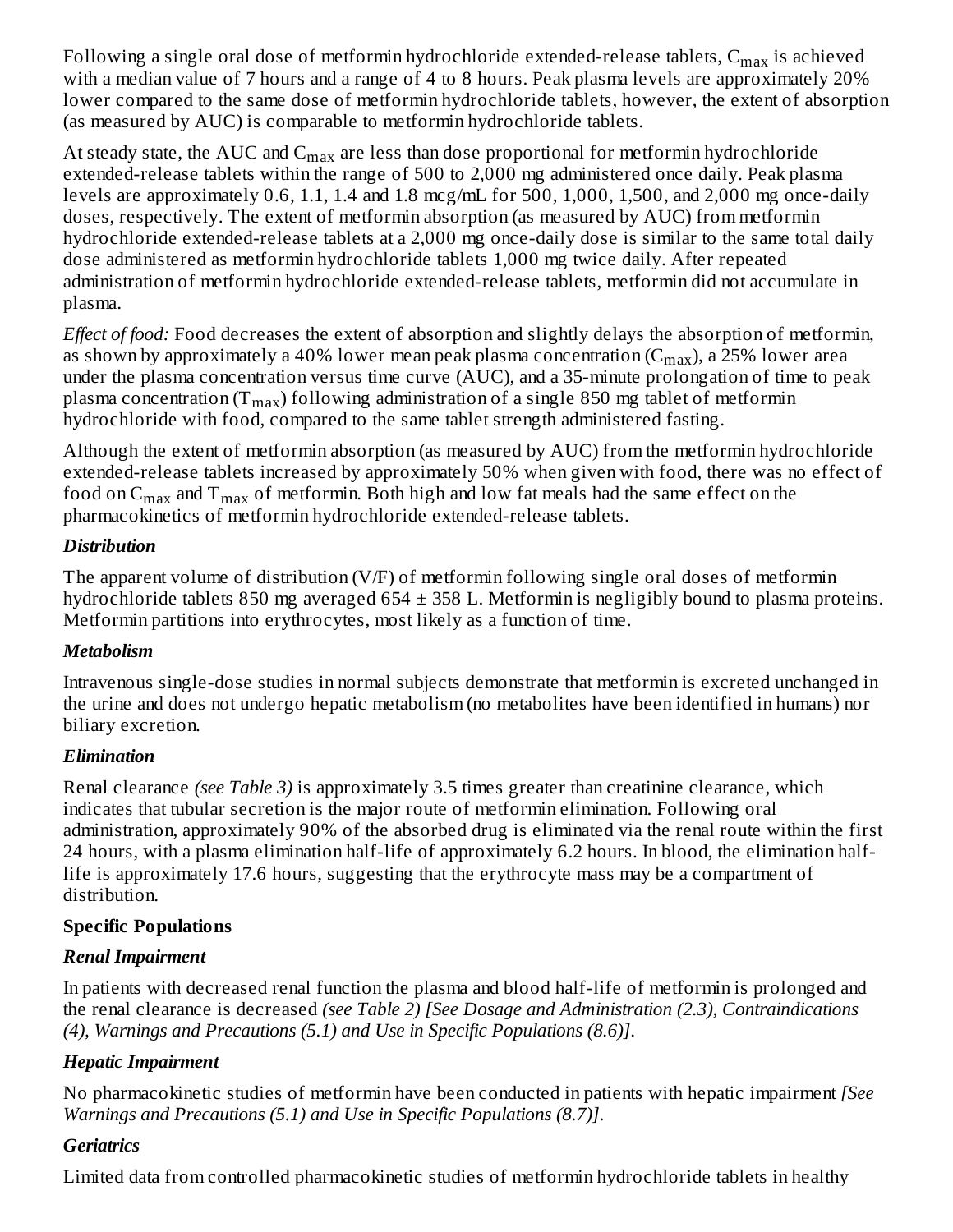Following a single oral dose of metformin hydrochloride extended-release tablets, $C_{max}$ is achieved with a median value of 7 hours and a range of 4 to 8 hours. Peak plasma levels are approximately 20% lower compared to the same dose of metformin hydrochloride tablets, however, the extent of absorption (as measured by AUC) is comparable to metformin hydrochloride tablets.

At steady state, the AUC and $C_{max}$ are less than dose proportional for metformin hydrochloride extended-release tablets within the range of 500 to 2,000 mg administered once daily. Peak plasma levels are approximately 0.6, 1.1, 1.4 and 1.8 mcg/mL for 500, 1,000, 1,500, and 2,000 mg once-daily doses, respectively. The extent of metformin absorption (as measured by AUC) from metformin hydrochloride extended-release tablets at a 2,000 mg once-daily dose is similar to the same total daily dose administered as metformin hydrochloride tablets 1,000 mg twice daily. After repeated administration of metformin hydrochloride extended-release tablets, metformin did not accumulate in plasma.

*Effect of food:* Food decreases the extent of absorption and slightly delays the absorption of metformin, as shown by approximately a 40% lower mean peak plasma concentration ($C_{max}$), a 25% lower area under the plasma concentration versus time curve (AUC), and a 35-minute prolongation of time to peak plasma concentration ($T_{max}$) following administration of a single 850 mg tablet of metformin hydrochloride with food, compared to the same tablet strength administered fasting.

Although the extent of metformin absorption (as measured by AUC) from the metformin hydrochloride extended-release tablets increased by approximately 50% when given with food, there was no effect of food on $C_{max}$ and $T_{max}$ of metformin. Both high and low fat meals had the same effect on the pharmacokinetics of metformin hydrochloride extended-release tablets.

***Distribution***

The apparent volume of distribution (V/F) of metformin following single oral doses of metformin hydrochloride tablets 850 mg averaged 654 ± 358 L. Metformin is negligibly bound to plasma proteins. Metformin partitions into erythrocytes, most likely as a function of time.

***Metabolism***

Intravenous single-dose studies in normal subjects demonstrate that metformin is excreted unchanged in the urine and does not undergo hepatic metabolism (no metabolites have been identified in humans) nor biliary excretion.

***Elimination***

Renal clearance *(see Table 3)* is approximately 3.5 times greater than creatinine clearance, which indicates that tubular secretion is the major route of metformin elimination. Following oral administration, approximately 90% of the absorbed drug is eliminated via the renal route within the first 24 hours, with a plasma elimination half-life of approximately 6.2 hours. In blood, the elimination half-life is approximately 17.6 hours, suggesting that the erythrocyte mass may be a compartment of distribution.

**Specific Populations**

***Renal Impairment***

In patients with decreased renal function the plasma and blood half-life of metformin is prolonged and the renal clearance is decreased *(see Table 2) [See Dosage and Administration (2.3), Contraindications (4), Warnings and Precautions (5.1) and Use in Specific Populations (8.6)].*

***Hepatic Impairment***

No pharmacokinetic studies of metformin have been conducted in patients with hepatic impairment *[See Warnings and Precautions (5.1) and Use in Specific Populations (8.7)].*

***Geriatrics***

Limited data from controlled pharmacokinetic studies of metformin hydrochloride tablets in healthy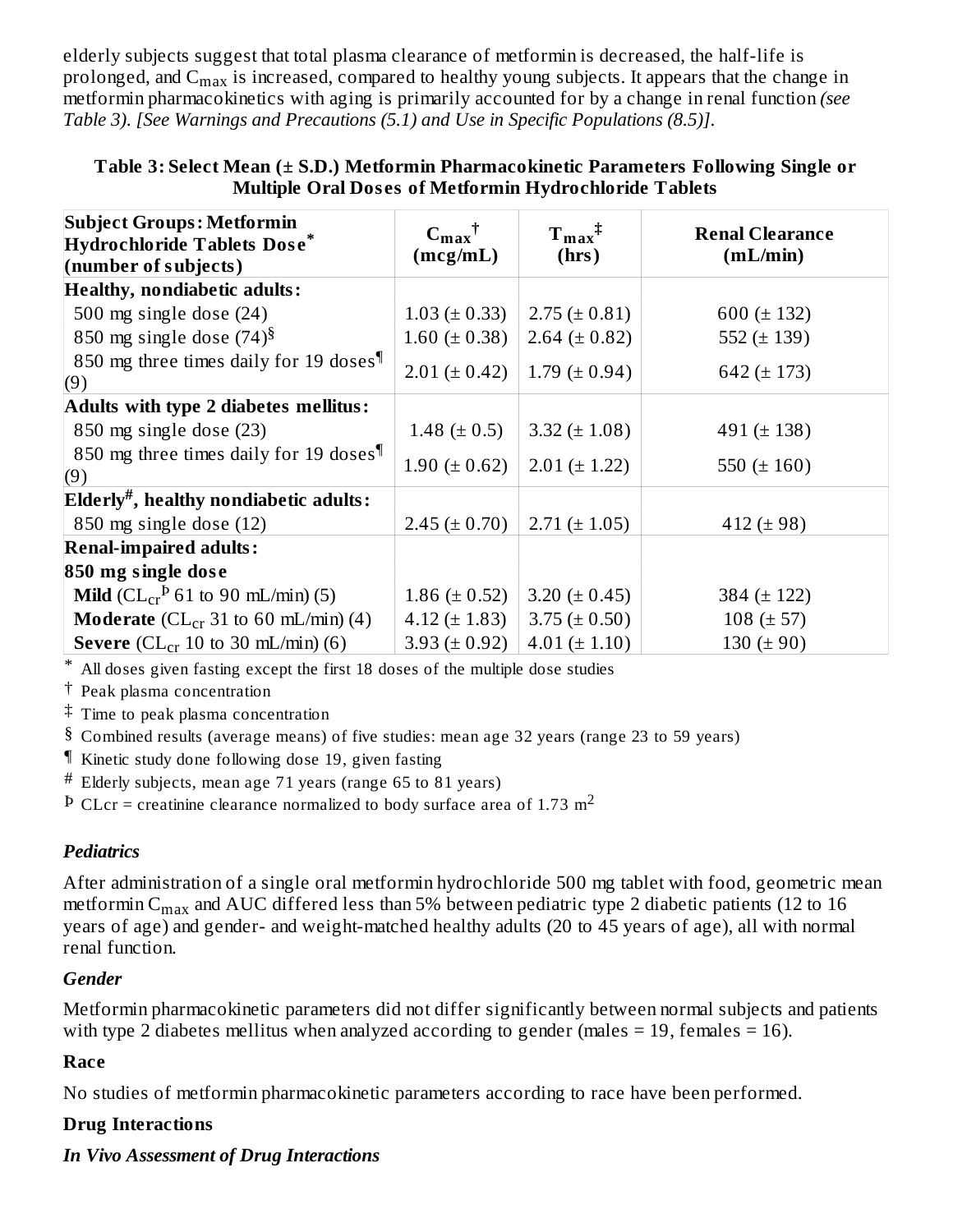elderly subjects suggest that total plasma clearance of metformin is decreased, the half-life is prolonged, and $C_{max}$ is increased, compared to healthy young subjects. It appears that the change in metformin pharmacokinetics with aging is primarily accounted for by a change in renal function *(see Table 3). [See Warnings and Precautions (5.1) and Use in Specific Populations (8.5)]*.

**Table 3: Select Mean (± S.D.) Metformin Pharmacokinetic Parameters Following Single or Multiple Oral Doses of Metformin Hydrochloride Tablets**

| Subject Groups: Metformin Hydrochloride Tablets Dose* (number of subjects) | $C_{max}$† (mcg/mL) | $T_{max}$‡ (hrs) | Renal Clearance (mL/min) |
|---|---|---|---|
| **Healthy, nondiabetic adults:** | | | |
| 500 mg single dose (24) | 1.03 (± 0.33) | 2.75 (± 0.81) | 600 (± 132) |
| 850 mg single dose (74)§ | 1.60 (± 0.38) | 2.64 (± 0.82) | 552 (± 139) |
| 850 mg three times daily for 19 doses¶ (9) | 2.01 (± 0.42) | 1.79 (± 0.94) | 642 (± 173) |
| **Adults with type 2 diabetes mellitus:** | | | |
| 850 mg single dose (23) | 1.48 (± 0.5) | 3.32 (± 1.08) | 491 (± 138) |
| 850 mg three times daily for 19 doses¶ (9) | 1.90 (± 0.62) | 2.01 (± 1.22) | 550 (± 160) |
| **Elderly#, healthy nondiabetic adults:** | | | |
| 850 mg single dose (12) | 2.45 (± 0.70) | 2.71 (± 1.05) | 412 (± 98) |
| **Renal-impaired adults:** | | | |
| **850 mg single dose** | | | |
| **Mild** ($CL_{cr}$Þ 61 to 90 mL/min) (5) | 1.86 (± 0.52) | 3.20 (± 0.45) | 384 (± 122) |
| **Moderate** ($CL_{cr}$ 31 to 60 mL/min) (4) | 4.12 (± 1.83) | 3.75 (± 0.50) | 108 (± 57) |
| **Severe** ($CL_{cr}$ 10 to 30 mL/min) (6) | 3.93 (± 0.92) | 4.01 (± 1.10) | 130 (± 90) |

\* All doses given fasting except the first 18 doses of the multiple dose studies

† Peak plasma concentration

‡ Time to peak plasma concentration

§ Combined results (average means) of five studies: mean age 32 years (range 23 to 59 years)

¶ Kinetic study done following dose 19, given fasting

\# Elderly subjects, mean age 71 years (range 65 to 81 years)

Þ CLcr = creatinine clearance normalized to body surface area of 1.73 $m^2$

### *Pediatrics*

After administration of a single oral metformin hydrochloride 500 mg tablet with food, geometric mean metformin $C_{max}$ and AUC differed less than 5% between pediatric type 2 diabetic patients (12 to 16 years of age) and gender- and weight-matched healthy adults (20 to 45 years of age), all with normal renal function.

### *Gender*

Metformin pharmacokinetic parameters did not differ significantly between normal subjects and patients with type 2 diabetes mellitus when analyzed according to gender (males = 19, females = 16).

### Race

No studies of metformin pharmacokinetic parameters according to race have been performed.

### Drug Interactions

### *In Vivo Assessment of Drug Interactions*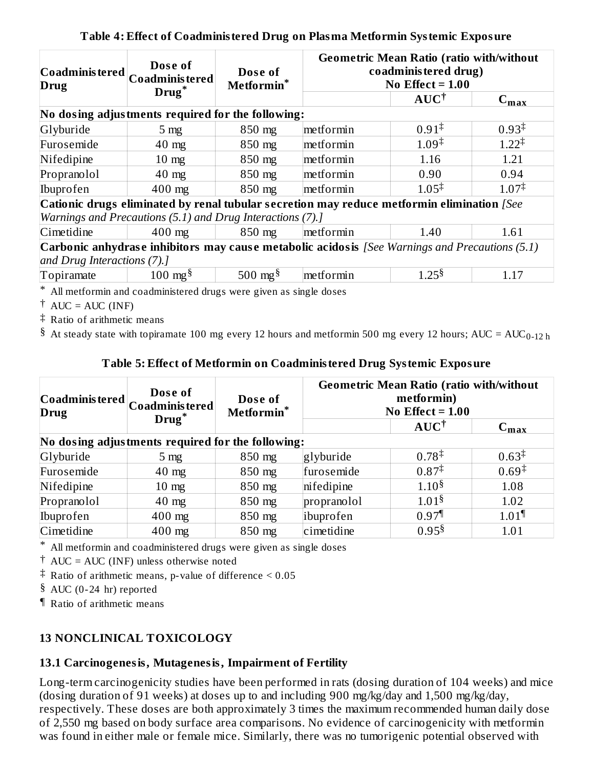**Table 4: Effect of Coadministered Drug on Plasma Metformin Systemic Exposure**

| Coadministered Drug | Dose of Coadministered Drug* | Dose of Metformin* | Geometric Mean Ratio (ratio with/without coadministered drug) No Effect = 1.00 | | |
|---|---|---|---|---|---|
| | | | | AUC† | $C_{max}$ |
| **No dosing adjustments required for the following:** | | | | | |
| Glyburide | 5 mg | 850 mg | metformin | 0.91‡ | 0.93‡ |
| Furosemide | 40 mg | 850 mg | metformin | 1.09‡ | 1.22‡ |
| Nifedipine | 10 mg | 850 mg | metformin | 1.16 | 1.21 |
| Propranolol | 40 mg | 850 mg | metformin | 0.90 | 0.94 |
| Ibuprofen | 400 mg | 850 mg | metformin | 1.05‡ | 1.07‡ |
| **Cationic drugs eliminated by renal tubular secretion may reduce metformin elimination** *[See Warnings and Precautions (5.1) and Drug Interactions (7).]* | | | | | |
| Cimetidine | 400 mg | 850 mg | metformin | 1.40 | 1.61 |
| **Carbonic anhydrase inhibitors may cause metabolic acidosis** *[See Warnings and Precautions (5.1) and Drug Interactions (7).]* | | | | | |
| Topiramate | 100 mg§ | 500 mg§ | metformin | 1.25§ | 1.17 |

\* All metformin and coadministered drugs were given as single doses

† AUC = AUC (INF)

‡ Ratio of arithmetic means

§ At steady state with topiramate 100 mg every 12 hours and metformin 500 mg every 12 hours; AUC = $AUC_{0\text{-}12\ h}$

**Table 5: Effect of Metformin on Coadministered Drug Systemic Exposure**

| Coadministered Drug | Dose of Coadministered Drug* | Dose of Metformin* | Geometric Mean Ratio (ratio with/without metformin) No Effect = 1.00 | | |
|---|---|---|---|---|---|
| | | | | AUC† | $C_{max}$ |
| **No dosing adjustments required for the following:** | | | | | |
| Glyburide | 5 mg | 850 mg | glyburide | 0.78‡ | 0.63‡ |
| Furosemide | 40 mg | 850 mg | furosemide | 0.87‡ | 0.69‡ |
| Nifedipine | 10 mg | 850 mg | nifedipine | 1.10§ | 1.08 |
| Propranolol | 40 mg | 850 mg | propranolol | 1.01§ | 1.02 |
| Ibuprofen | 400 mg | 850 mg | ibuprofen | 0.97¶ | 1.01¶ |
| Cimetidine | 400 mg | 850 mg | cimetidine | 0.95§ | 1.01 |

\* All metformin and coadministered drugs were given as single doses

† AUC = AUC (INF) unless otherwise noted

‡ Ratio of arithmetic means, p-value of difference < 0.05

§ AUC (0-24 hr) reported

¶ Ratio of arithmetic means

## 13 NONCLINICAL TOXICOLOGY

### 13.1 Carcinogenesis, Mutagenesis, Impairment of Fertility

Long-term carcinogenicity studies have been performed in rats (dosing duration of 104 weeks) and mice (dosing duration of 91 weeks) at doses up to and including 900 mg/kg/day and 1,500 mg/kg/day, respectively. These doses are both approximately 3 times the maximum recommended human daily dose of 2,550 mg based on body surface area comparisons. No evidence of carcinogenicity with metformin was found in either male or female mice. Similarly, there was no tumorigenic potential observed with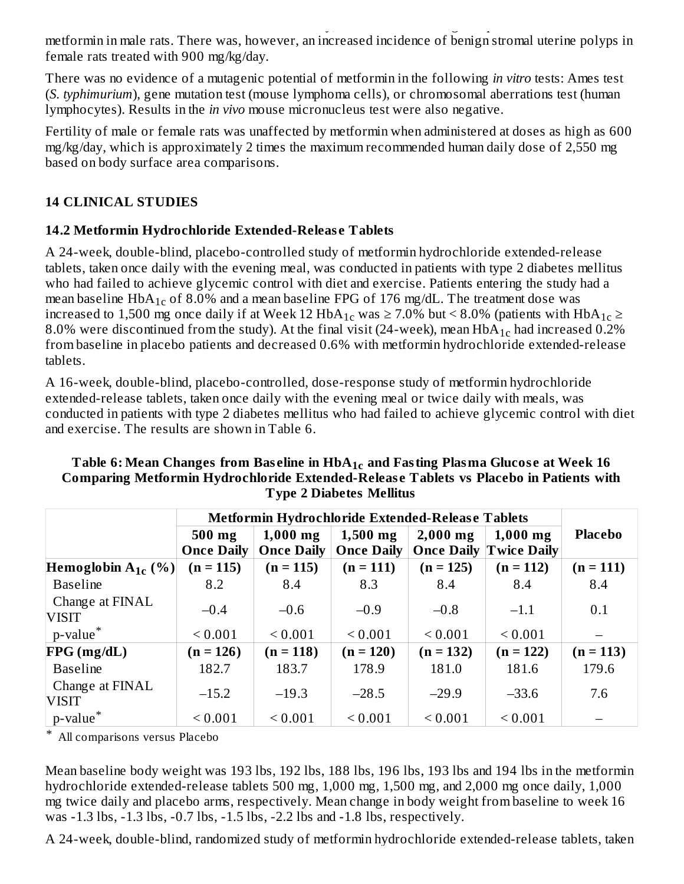metformin in male rats. There was, however, an increased incidence of benign stromal uterine polyps in female rats treated with 900 mg/kg/day.

There was no evidence of a mutagenic potential of metformin in the following *in vitro* tests: Ames test (*S. typhimurium*), gene mutation test (mouse lymphoma cells), or chromosomal aberrations test (human lymphocytes). Results in the *in vivo* mouse micronucleus test were also negative.

Fertility of male or female rats was unaffected by metformin when administered at doses as high as 600 mg/kg/day, which is approximately 2 times the maximum recommended human daily dose of 2,550 mg based on body surface area comparisons.

## 14 CLINICAL STUDIES

### 14.2 Metformin Hydrochloride Extended-Release Tablets

A 24-week, double-blind, placebo-controlled study of metformin hydrochloride extended-release tablets, taken once daily with the evening meal, was conducted in patients with type 2 diabetes mellitus who had failed to achieve glycemic control with diet and exercise. Patients entering the study had a mean baseline $HbA_{1c}$ of 8.0% and a mean baseline FPG of 176 mg/dL. The treatment dose was increased to 1,500 mg once daily if at Week 12 $HbA_{1c}$ was ≥ 7.0% but < 8.0% (patients with $HbA_{1c}$ ≥ 8.0% were discontinued from the study). At the final visit (24-week), mean $HbA_{1c}$ had increased 0.2% from baseline in placebo patients and decreased 0.6% with metformin hydrochloride extended-release tablets.

A 16-week, double-blind, placebo-controlled, dose-response study of metformin hydrochloride extended-release tablets, taken once daily with the evening meal or twice daily with meals, was conducted in patients with type 2 diabetes mellitus who had failed to achieve glycemic control with diet and exercise. The results are shown in Table 6.

**Table 6: Mean Changes from Baseline in $HbA_{1c}$ and Fasting Plasma Glucose at Week 16 Comparing Metformin Hydrochloride Extended-Release Tablets vs Placebo in Patients with Type 2 Diabetes Mellitus**

| | Metformin Hydrochloride Extended-Release Tablets | | | | | Placebo |
|---|---|---|---|---|---|---|
| | 500 mg Once Daily | 1,000 mg Once Daily | 1,500 mg Once Daily | 2,000 mg Once Daily | 1,000 mg Twice Daily | |
| **Hemoglobin $A_{1c}$ (%)** | **(n = 115)** | **(n = 115)** | **(n = 111)** | **(n = 125)** | **(n = 112)** | **(n = 111)** |
| Baseline | 8.2 | 8.4 | 8.3 | 8.4 | 8.4 | 8.4 |
| Change at FINAL VISIT | –0.4 | –0.6 | –0.9 | –0.8 | –1.1 | 0.1 |
| p-value* | < 0.001 | < 0.001 | < 0.001 | < 0.001 | < 0.001 | – |
| **FPG (mg/dL)** | **(n = 126)** | **(n = 118)** | **(n = 120)** | **(n = 132)** | **(n = 122)** | **(n = 113)** |
| Baseline | 182.7 | 183.7 | 178.9 | 181.0 | 181.6 | 179.6 |
| Change at FINAL VISIT | –15.2 | –19.3 | –28.5 | –29.9 | –33.6 | 7.6 |
| p-value* | < 0.001 | < 0.001 | < 0.001 | < 0.001 | < 0.001 | – |

\* All comparisons versus Placebo

Mean baseline body weight was 193 lbs, 192 lbs, 188 lbs, 196 lbs, 193 lbs and 194 lbs in the metformin hydrochloride extended-release tablets 500 mg, 1,000 mg, 1,500 mg, and 2,000 mg once daily, 1,000 mg twice daily and placebo arms, respectively. Mean change in body weight from baseline to week 16 was -1.3 lbs, -1.3 lbs, -0.7 lbs, -1.5 lbs, -2.2 lbs and -1.8 lbs, respectively.

A 24-week, double-blind, randomized study of metformin hydrochloride extended-release tablets, taken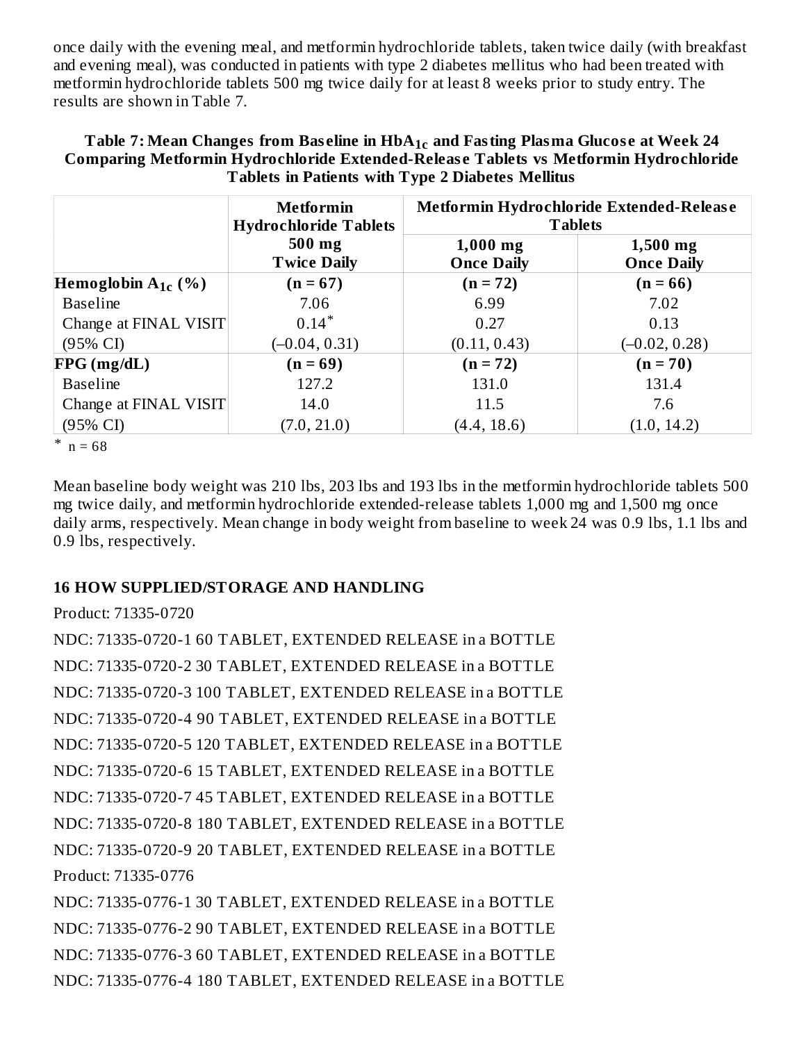once daily with the evening meal, and metformin hydrochloride tablets, taken twice daily (with breakfast and evening meal), was conducted in patients with type 2 diabetes mellitus who had been treated with metformin hydrochloride tablets 500 mg twice daily for at least 8 weeks prior to study entry. The results are shown in Table 7.

**Table 7: Mean Changes from Baseline in $HbA_{1c}$ and Fasting Plasma Glucose at Week 24 Comparing Metformin Hydrochloride Extended-Release Tablets vs Metformin Hydrochloride Tablets in Patients with Type 2 Diabetes Mellitus**

| | **Metformin Hydrochloride Tablets** | **Metformin Hydrochloride Extended-Release Tablets** | |
|---|---|---|---|
| | **500 mg Twice Daily** | **1,000 mg Once Daily** | **1,500 mg Once Daily** |
| **Hemoglobin $A_{1c}$ (%)** | **(n = 67)** | **(n = 72)** | **(n = 66)** |
| Baseline | 7.06 | 6.99 | 7.02 |
| Change at FINAL VISIT | 0.14* | 0.27 | 0.13 |
| (95% CI) | (–0.04, 0.31) | (0.11, 0.43) | (–0.02, 0.28) |
| **FPG (mg/dL)** | **(n = 69)** | **(n = 72)** | **(n = 70)** |
| Baseline | 127.2 | 131.0 | 131.4 |
| Change at FINAL VISIT | 14.0 | 11.5 | 7.6 |
| (95% CI) | (7.0, 21.0) | (4.4, 18.6) | (1.0, 14.2) |

\* n = 68

Mean baseline body weight was 210 lbs, 203 lbs and 193 lbs in the metformin hydrochloride tablets 500 mg twice daily, and metformin hydrochloride extended-release tablets 1,000 mg and 1,500 mg once daily arms, respectively. Mean change in body weight from baseline to week 24 was 0.9 lbs, 1.1 lbs and 0.9 lbs, respectively.

## 16 HOW SUPPLIED/STORAGE AND HANDLING

Product: 71335-0720

NDC: 71335-0720-1 60 TABLET, EXTENDED RELEASE in a BOTTLE

NDC: 71335-0720-2 30 TABLET, EXTENDED RELEASE in a BOTTLE

NDC: 71335-0720-3 100 TABLET, EXTENDED RELEASE in a BOTTLE

NDC: 71335-0720-4 90 TABLET, EXTENDED RELEASE in a BOTTLE

NDC: 71335-0720-5 120 TABLET, EXTENDED RELEASE in a BOTTLE

NDC: 71335-0720-6 15 TABLET, EXTENDED RELEASE in a BOTTLE

NDC: 71335-0720-7 45 TABLET, EXTENDED RELEASE in a BOTTLE

NDC: 71335-0720-8 180 TABLET, EXTENDED RELEASE in a BOTTLE

NDC: 71335-0720-9 20 TABLET, EXTENDED RELEASE in a BOTTLE

Product: 71335-0776

NDC: 71335-0776-1 30 TABLET, EXTENDED RELEASE in a BOTTLE

NDC: 71335-0776-2 90 TABLET, EXTENDED RELEASE in a BOTTLE

NDC: 71335-0776-3 60 TABLET, EXTENDED RELEASE in a BOTTLE

NDC: 71335-0776-4 180 TABLET, EXTENDED RELEASE in a BOTTLE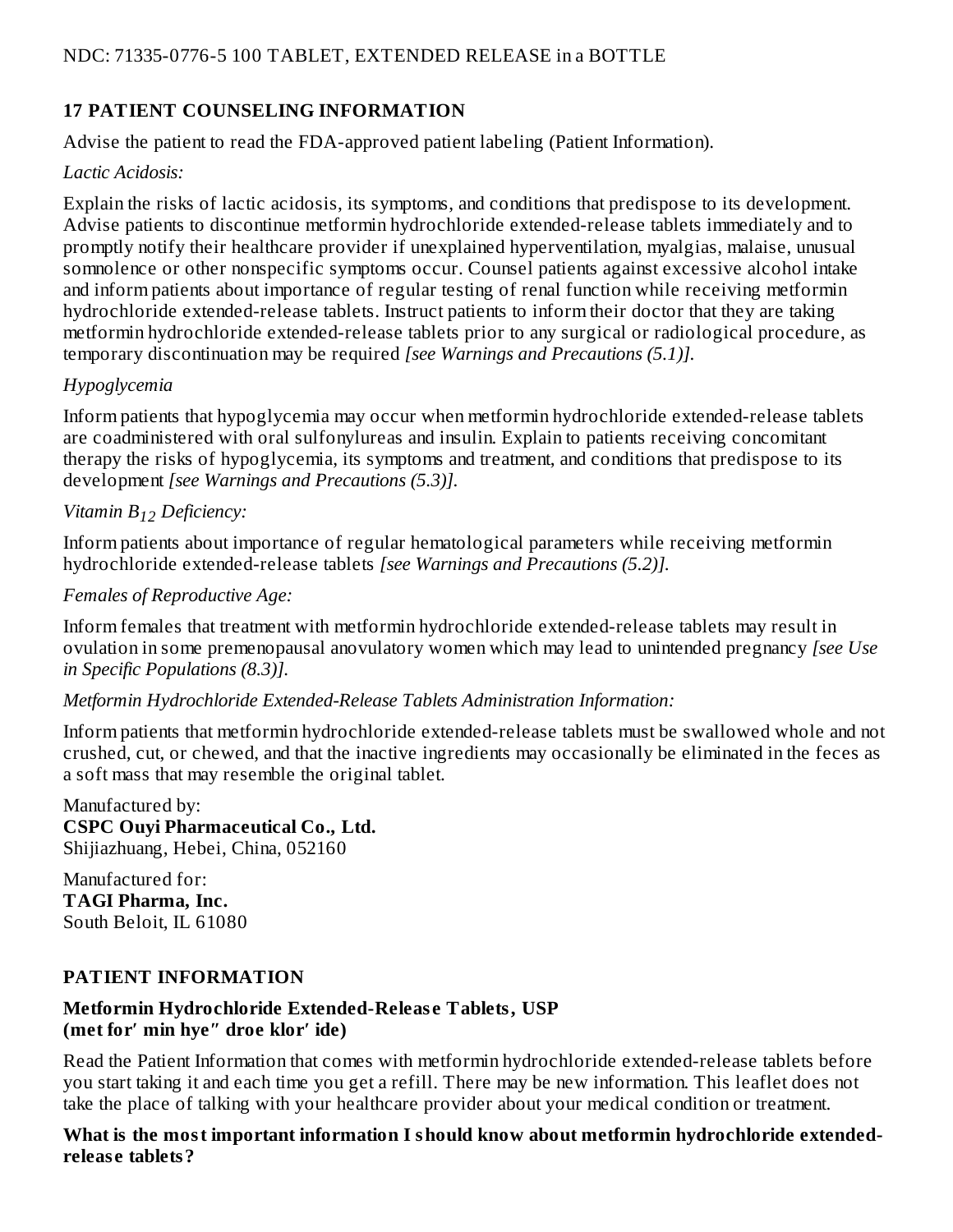NDC: 71335-0776-5 100 TABLET, EXTENDED RELEASE in a BOTTLE

## 17 PATIENT COUNSELING INFORMATION

Advise the patient to read the FDA-approved patient labeling (Patient Information).

*Lactic Acidosis:*

Explain the risks of lactic acidosis, its symptoms, and conditions that predispose to its development. Advise patients to discontinue metformin hydrochloride extended-release tablets immediately and to promptly notify their healthcare provider if unexplained hyperventilation, myalgias, malaise, unusual somnolence or other nonspecific symptoms occur. Counsel patients against excessive alcohol intake and inform patients about importance of regular testing of renal function while receiving metformin hydrochloride extended-release tablets. Instruct patients to inform their doctor that they are taking metformin hydrochloride extended-release tablets prior to any surgical or radiological procedure, as temporary discontinuation may be required *[see Warnings and Precautions (5.1)].*

*Hypoglycemia*

Inform patients that hypoglycemia may occur when metformin hydrochloride extended-release tablets are coadministered with oral sulfonylureas and insulin. Explain to patients receiving concomitant therapy the risks of hypoglycemia, its symptoms and treatment, and conditions that predispose to its development *[see Warnings and Precautions (5.3)].*

*Vitamin $B_{12}$ Deficiency:*

Inform patients about importance of regular hematological parameters while receiving metformin hydrochloride extended-release tablets *[see Warnings and Precautions (5.2)].*

*Females of Reproductive Age:*

Inform females that treatment with metformin hydrochloride extended-release tablets may result in ovulation in some premenopausal anovulatory women which may lead to unintended pregnancy *[see Use in Specific Populations (8.3)].*

*Metformin Hydrochloride Extended-Release Tablets Administration Information:*

Inform patients that metformin hydrochloride extended-release tablets must be swallowed whole and not crushed, cut, or chewed, and that the inactive ingredients may occasionally be eliminated in the feces as a soft mass that may resemble the original tablet.

Manufactured by:
**CSPC Ouyi Pharmaceutical Co., Ltd.**
Shijiazhuang, Hebei, China, 052160

Manufactured for:
**TAGI Pharma, Inc.**
South Beloit, IL 61080

## PATIENT INFORMATION

**Metformin Hydrochloride Extended-Release Tablets, USP**
**(met for′ min hye″ droe klor′ ide)**

Read the Patient Information that comes with metformin hydrochloride extended-release tablets before you start taking it and each time you get a refill. There may be new information. This leaflet does not take the place of talking with your healthcare provider about your medical condition or treatment.

**What is the most important information I should know about metformin hydrochloride extended-release tablets?**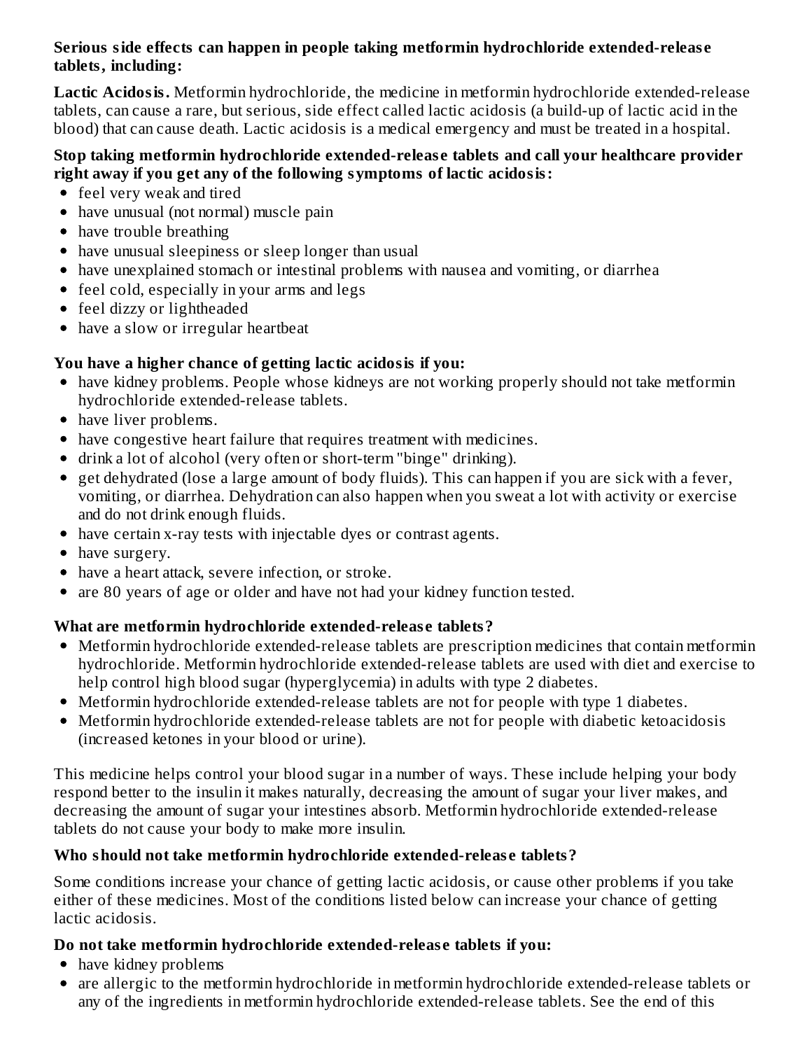**Serious side effects can happen in people taking metformin hydrochloride extended-release tablets, including:**

**Lactic Acidosis.** Metformin hydrochloride, the medicine in metformin hydrochloride extended-release tablets, can cause a rare, but serious, side effect called lactic acidosis (a build-up of lactic acid in the blood) that can cause death. Lactic acidosis is a medical emergency and must be treated in a hospital.

**Stop taking metformin hydrochloride extended-release tablets and call your healthcare provider right away if you get any of the following symptoms of lactic acidosis:**

- feel very weak and tired
- have unusual (not normal) muscle pain
- have trouble breathing
- have unusual sleepiness or sleep longer than usual
- have unexplained stomach or intestinal problems with nausea and vomiting, or diarrhea
- feel cold, especially in your arms and legs
- feel dizzy or lightheaded
- have a slow or irregular heartbeat

**You have a higher chance of getting lactic acidosis if you:**

- have kidney problems. People whose kidneys are not working properly should not take metformin hydrochloride extended-release tablets.
- have liver problems.
- have congestive heart failure that requires treatment with medicines.
- drink a lot of alcohol (very often or short-term "binge" drinking).
- get dehydrated (lose a large amount of body fluids). This can happen if you are sick with a fever, vomiting, or diarrhea. Dehydration can also happen when you sweat a lot with activity or exercise and do not drink enough fluids.
- have certain x-ray tests with injectable dyes or contrast agents.
- have surgery.
- have a heart attack, severe infection, or stroke.
- are 80 years of age or older and have not had your kidney function tested.

**What are metformin hydrochloride extended-release tablets?**

- Metformin hydrochloride extended-release tablets are prescription medicines that contain metformin hydrochloride. Metformin hydrochloride extended-release tablets are used with diet and exercise to help control high blood sugar (hyperglycemia) in adults with type 2 diabetes.
- Metformin hydrochloride extended-release tablets are not for people with type 1 diabetes.
- Metformin hydrochloride extended-release tablets are not for people with diabetic ketoacidosis (increased ketones in your blood or urine).

This medicine helps control your blood sugar in a number of ways. These include helping your body respond better to the insulin it makes naturally, decreasing the amount of sugar your liver makes, and decreasing the amount of sugar your intestines absorb. Metformin hydrochloride extended-release tablets do not cause your body to make more insulin.

**Who should not take metformin hydrochloride extended-release tablets?**

Some conditions increase your chance of getting lactic acidosis, or cause other problems if you take either of these medicines. Most of the conditions listed below can increase your chance of getting lactic acidosis.

**Do not take metformin hydrochloride extended-release tablets if you:**

- have kidney problems
- are allergic to the metformin hydrochloride in metformin hydrochloride extended-release tablets or any of the ingredients in metformin hydrochloride extended-release tablets. See the end of this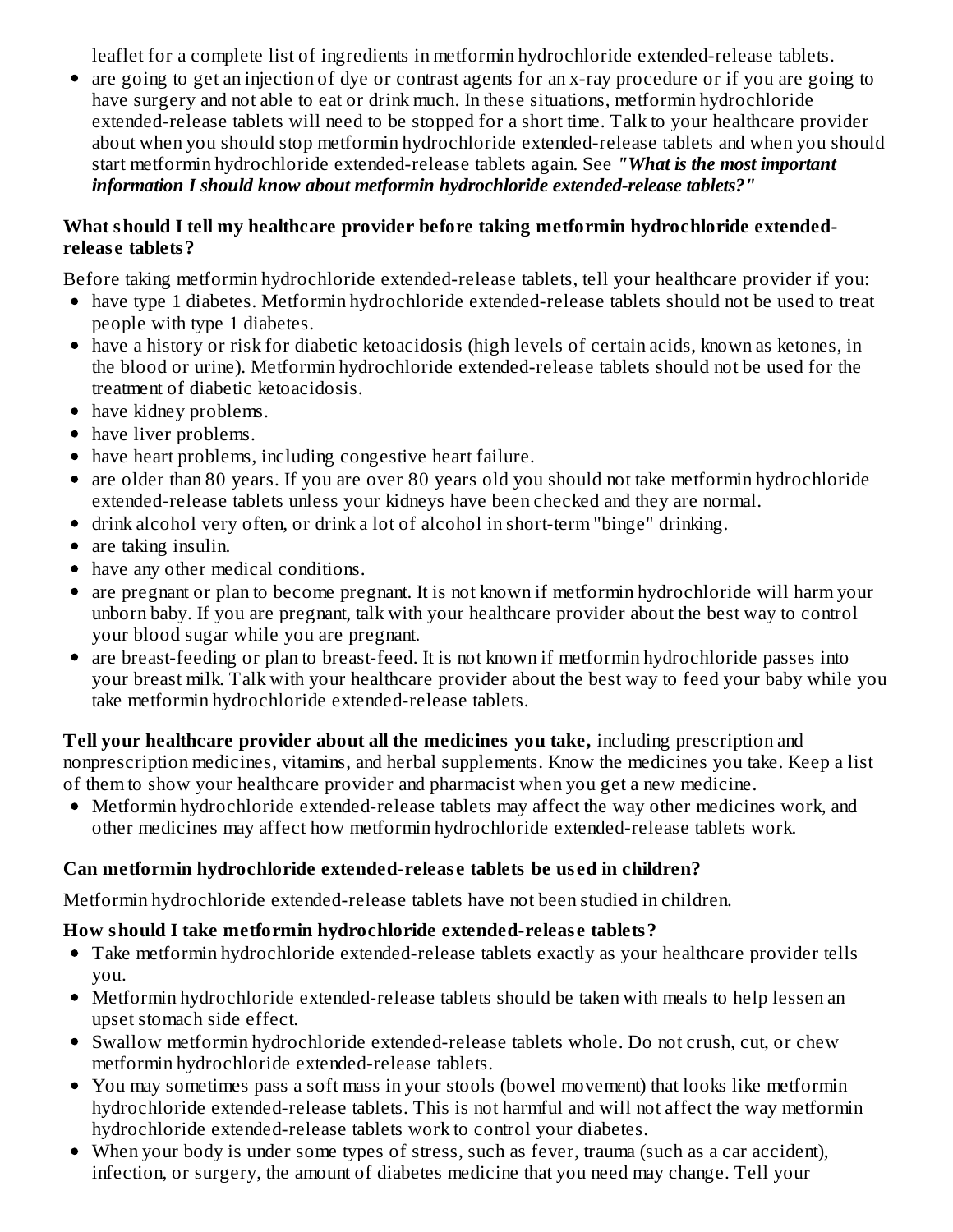leaflet for a complete list of ingredients in metformin hydrochloride extended-release tablets.

- are going to get an injection of dye or contrast agents for an x-ray procedure or if you are going to have surgery and not able to eat or drink much. In these situations, metformin hydrochloride extended-release tablets will need to be stopped for a short time. Talk to your healthcare provider about when you should stop metformin hydrochloride extended-release tablets and when you should start metformin hydrochloride extended-release tablets again. See ***"What is the most important information I should know about metformin hydrochloride extended-release tablets?"***

**What should I tell my healthcare provider before taking metformin hydrochloride extended-release tablets?**

Before taking metformin hydrochloride extended-release tablets, tell your healthcare provider if you:

- have type 1 diabetes. Metformin hydrochloride extended-release tablets should not be used to treat people with type 1 diabetes.
- have a history or risk for diabetic ketoacidosis (high levels of certain acids, known as ketones, in the blood or urine). Metformin hydrochloride extended-release tablets should not be used for the treatment of diabetic ketoacidosis.
- have kidney problems.
- have liver problems.
- have heart problems, including congestive heart failure.
- are older than 80 years. If you are over 80 years old you should not take metformin hydrochloride extended-release tablets unless your kidneys have been checked and they are normal.
- drink alcohol very often, or drink a lot of alcohol in short-term "binge" drinking.
- are taking insulin.
- have any other medical conditions.
- are pregnant or plan to become pregnant. It is not known if metformin hydrochloride will harm your unborn baby. If you are pregnant, talk with your healthcare provider about the best way to control your blood sugar while you are pregnant.
- are breast-feeding or plan to breast-feed. It is not known if metformin hydrochloride passes into your breast milk. Talk with your healthcare provider about the best way to feed your baby while you take metformin hydrochloride extended-release tablets.

**Tell your healthcare provider about all the medicines you take,** including prescription and nonprescription medicines, vitamins, and herbal supplements. Know the medicines you take. Keep a list of them to show your healthcare provider and pharmacist when you get a new medicine.

- Metformin hydrochloride extended-release tablets may affect the way other medicines work, and other medicines may affect how metformin hydrochloride extended-release tablets work.

**Can metformin hydrochloride extended-release tablets be used in children?**

Metformin hydrochloride extended-release tablets have not been studied in children.

**How should I take metformin hydrochloride extended-release tablets?**

- Take metformin hydrochloride extended-release tablets exactly as your healthcare provider tells you.
- Metformin hydrochloride extended-release tablets should be taken with meals to help lessen an upset stomach side effect.
- Swallow metformin hydrochloride extended-release tablets whole. Do not crush, cut, or chew metformin hydrochloride extended-release tablets.
- You may sometimes pass a soft mass in your stools (bowel movement) that looks like metformin hydrochloride extended-release tablets. This is not harmful and will not affect the way metformin hydrochloride extended-release tablets work to control your diabetes.
- When your body is under some types of stress, such as fever, trauma (such as a car accident), infection, or surgery, the amount of diabetes medicine that you need may change. Tell your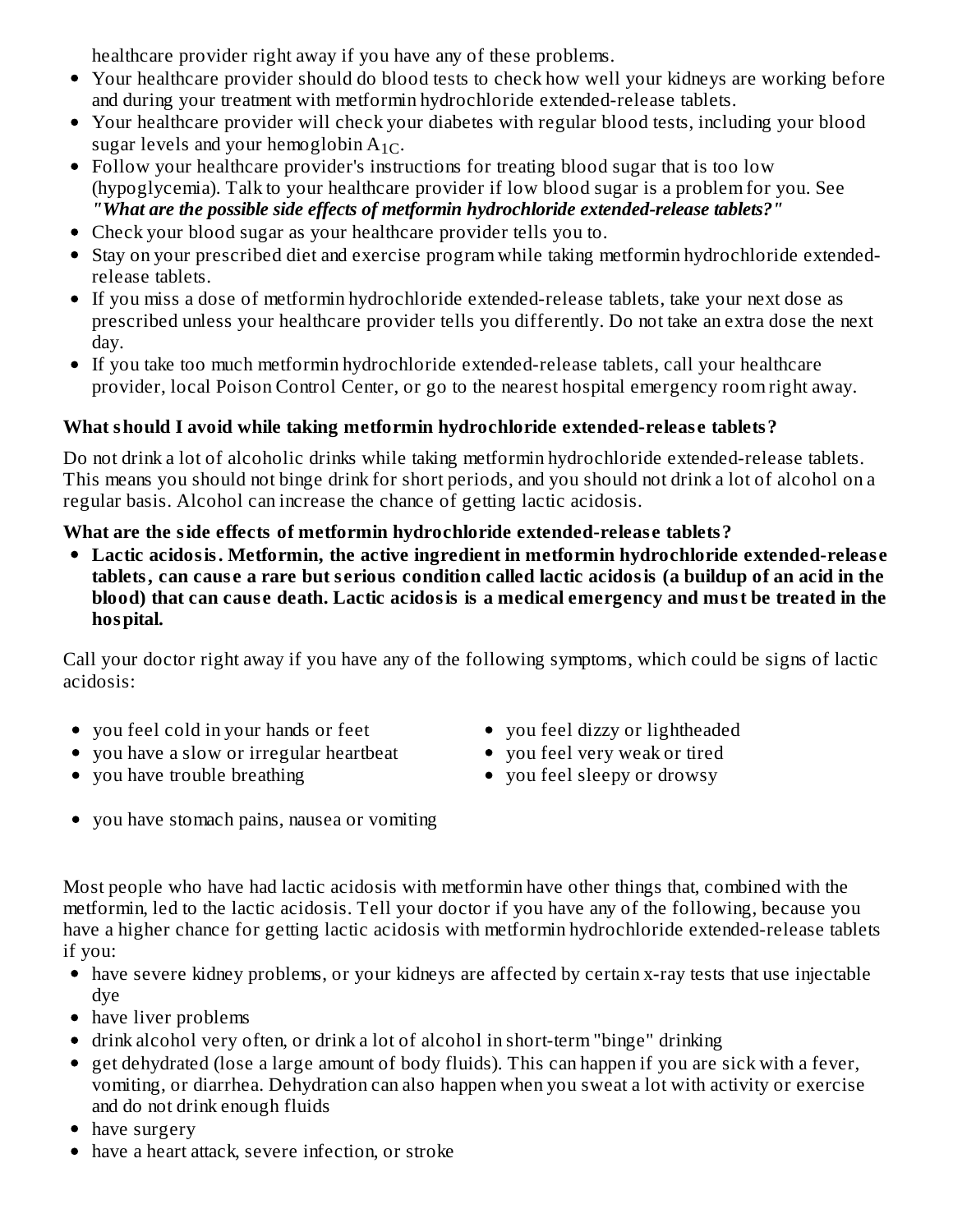healthcare provider right away if you have any of these problems.

- Your healthcare provider should do blood tests to check how well your kidneys are working before and during your treatment with metformin hydrochloride extended-release tablets.
- Your healthcare provider will check your diabetes with regular blood tests, including your blood sugar levels and your hemoglobin $A_{1C}$.
- Follow your healthcare provider's instructions for treating blood sugar that is too low (hypoglycemia). Talk to your healthcare provider if low blood sugar is a problem for you. See ***"What are the possible side effects of metformin hydrochloride extended-release tablets?"***
- Check your blood sugar as your healthcare provider tells you to.
- Stay on your prescribed diet and exercise program while taking metformin hydrochloride extended-release tablets.
- If you miss a dose of metformin hydrochloride extended-release tablets, take your next dose as prescribed unless your healthcare provider tells you differently. Do not take an extra dose the next day.
- If you take too much metformin hydrochloride extended-release tablets, call your healthcare provider, local Poison Control Center, or go to the nearest hospital emergency room right away.

**What should I avoid while taking metformin hydrochloride extended-release tablets?**

Do not drink a lot of alcoholic drinks while taking metformin hydrochloride extended-release tablets. This means you should not binge drink for short periods, and you should not drink a lot of alcohol on a regular basis. Alcohol can increase the chance of getting lactic acidosis.

**What are the side effects of metformin hydrochloride extended-release tablets?**

- **Lactic acidosis. Metformin, the active ingredient in metformin hydrochloride extended-release tablets, can cause a rare but serious condition called lactic acidosis (a buildup of an acid in the blood) that can cause death. Lactic acidosis is a medical emergency and must be treated in the hospital.**

Call your doctor right away if you have any of the following symptoms, which could be signs of lactic acidosis:

- you feel cold in your hands or feet
- you have a slow or irregular heartbeat
- you have trouble breathing
- you feel dizzy or lightheaded
- you feel very weak or tired
- you feel sleepy or drowsy
- you have stomach pains, nausea or vomiting

Most people who have had lactic acidosis with metformin have other things that, combined with the metformin, led to the lactic acidosis. Tell your doctor if you have any of the following, because you have a higher chance for getting lactic acidosis with metformin hydrochloride extended-release tablets if you:

- have severe kidney problems, or your kidneys are affected by certain x-ray tests that use injectable dye
- have liver problems
- drink alcohol very often, or drink a lot of alcohol in short-term "binge" drinking
- get dehydrated (lose a large amount of body fluids). This can happen if you are sick with a fever, vomiting, or diarrhea. Dehydration can also happen when you sweat a lot with activity or exercise and do not drink enough fluids
- have surgery
- have a heart attack, severe infection, or stroke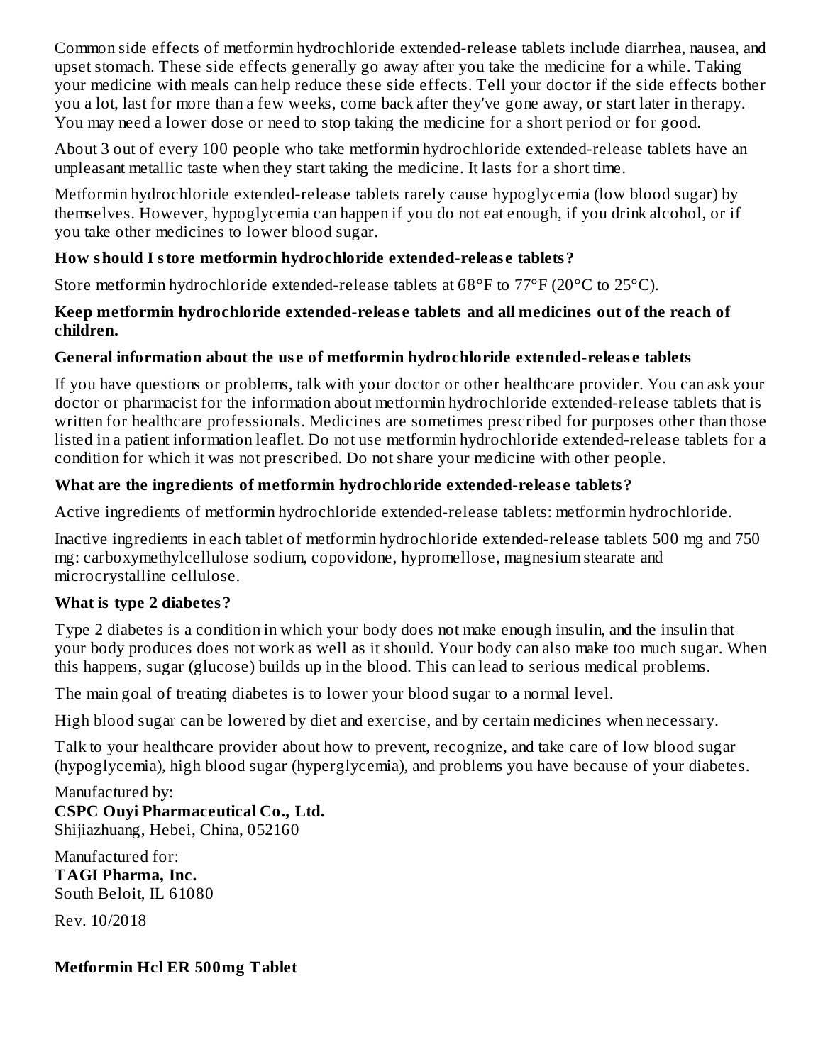Common side effects of metformin hydrochloride extended-release tablets include diarrhea, nausea, and upset stomach. These side effects generally go away after you take the medicine for a while. Taking your medicine with meals can help reduce these side effects. Tell your doctor if the side effects bother you a lot, last for more than a few weeks, come back after they've gone away, or start later in therapy. You may need a lower dose or need to stop taking the medicine for a short period or for good.

About 3 out of every 100 people who take metformin hydrochloride extended-release tablets have an unpleasant metallic taste when they start taking the medicine. It lasts for a short time.

Metformin hydrochloride extended-release tablets rarely cause hypoglycemia (low blood sugar) by themselves. However, hypoglycemia can happen if you do not eat enough, if you drink alcohol, or if you take other medicines to lower blood sugar.

**How should I store metformin hydrochloride extended-release tablets?**

Store metformin hydrochloride extended-release tablets at 68°F to 77°F (20°C to 25°C).

**Keep metformin hydrochloride extended-release tablets and all medicines out of the reach of children.**

**General information about the use of metformin hydrochloride extended-release tablets**

If you have questions or problems, talk with your doctor or other healthcare provider. You can ask your doctor or pharmacist for the information about metformin hydrochloride extended-release tablets that is written for healthcare professionals. Medicines are sometimes prescribed for purposes other than those listed in a patient information leaflet. Do not use metformin hydrochloride extended-release tablets for a condition for which it was not prescribed. Do not share your medicine with other people.

**What are the ingredients of metformin hydrochloride extended-release tablets?**

Active ingredients of metformin hydrochloride extended-release tablets: metformin hydrochloride.

Inactive ingredients in each tablet of metformin hydrochloride extended-release tablets 500 mg and 750 mg: carboxymethylcellulose sodium, copovidone, hypromellose, magnesium stearate and microcrystalline cellulose.

**What is type 2 diabetes?**

Type 2 diabetes is a condition in which your body does not make enough insulin, and the insulin that your body produces does not work as well as it should. Your body can also make too much sugar. When this happens, sugar (glucose) builds up in the blood. This can lead to serious medical problems.

The main goal of treating diabetes is to lower your blood sugar to a normal level.

High blood sugar can be lowered by diet and exercise, and by certain medicines when necessary.

Talk to your healthcare provider about how to prevent, recognize, and take care of low blood sugar (hypoglycemia), high blood sugar (hyperglycemia), and problems you have because of your diabetes.

Manufactured by:
**CSPC Ouyi Pharmaceutical Co., Ltd.**
Shijiazhuang, Hebei, China, 052160

Manufactured for:
**TAGI Pharma, Inc.**
South Beloit, IL 61080

Rev. 10/2018

**Metformin Hcl ER 500mg Tablet**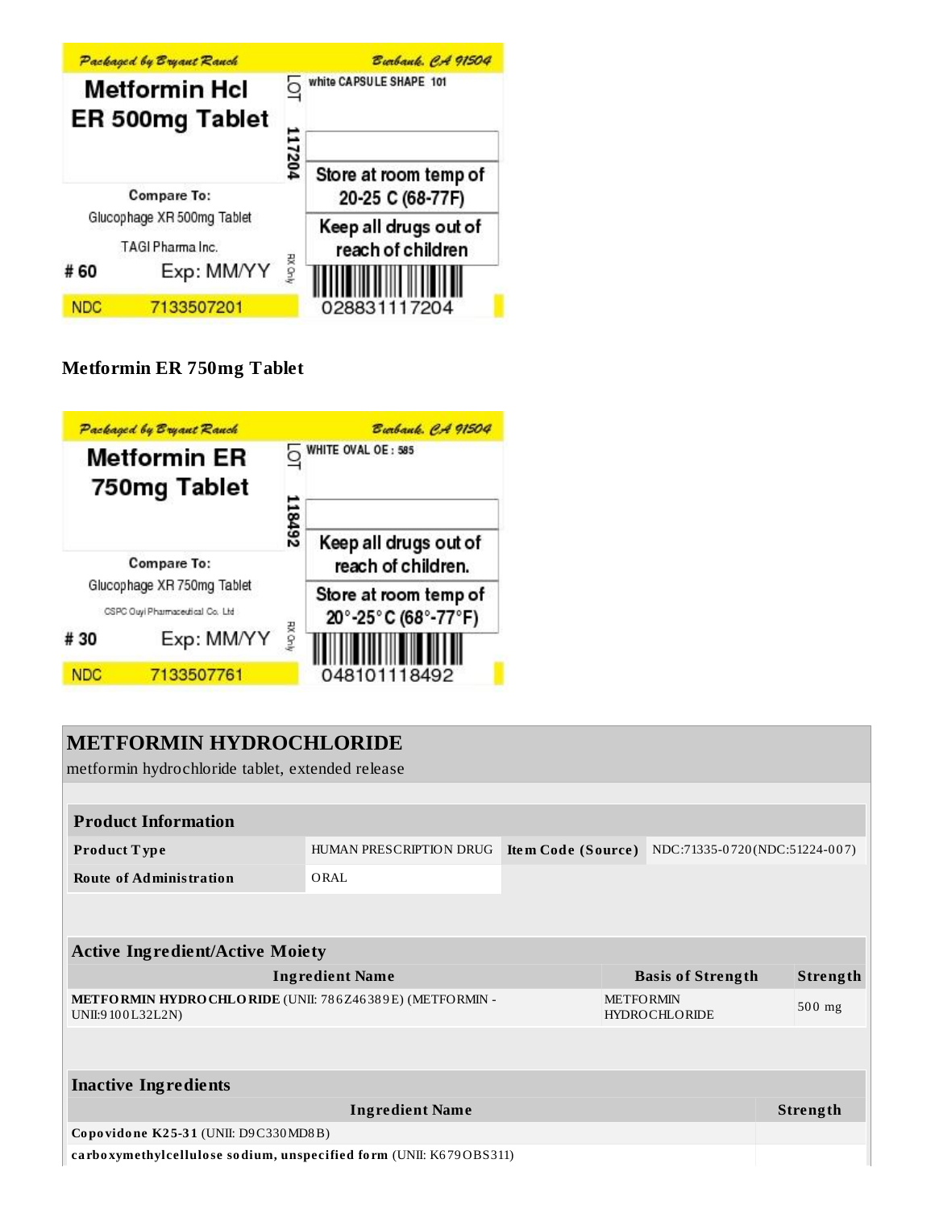Packaged by Bryant Ranch — Burbank, CA 91504

**Metformin Hcl ER 500mg Tablet**

LOT 117204

white CAPSULE SHAPE 101

Store at room temp of 20-25 C (68-77F)

Keep all drugs out of reach of children

Compare To: Glucophage XR 500mg Tablet

TAGI Pharma Inc.

# 60 Exp: MM/YY

RX Only

NDC 7133507201

028831117204

## Metformin ER 750mg Tablet

Packaged by Bryant Ranch — Burbank, CA 91504

**Metformin ER 750mg Tablet**

LOT 118492

WHITE OVAL OE : 585

Keep all drugs out of reach of children.

Store at room temp of 20°-25°C (68°-77°F)

Compare To: Glucophage XR 750mg Tablet

CSPC Ouyi Pharmaceutical Co. Ltd

# 30 Exp: MM/YY

RX Only

NDC 7133507761

048101118492

# METFORMIN HYDROCHLORIDE

metformin hydrochloride tablet, extended release

| Product Information | | | |
|---|---|---|---|
| **Product Type** | HUMAN PRESCRIPTION DRUG | **Item Code (Source)** | NDC:71335-0720(NDC:51224-007) |
| **Route of Administration** | ORAL | | |

| Active Ingredient/Active Moiety | | |
|---|---|---|
| **Ingredient Name** | **Basis of Strength** | **Strength** |
| **METFORMIN HYDROCHLORIDE** (UNII: 786Z46389E) (METFORMIN - UNII:9100L32L2N) | METFORMIN HYDROCHLORIDE | 500 mg |

| Inactive Ingredients | |
|---|---|
| **Ingredient Name** | **Strength** |
| **Copovidone K25-31** (UNII: D9C330MD8B) | |
| **carboxymethylcellulose sodium, unspecified form** (UNII: K679OBS311) | |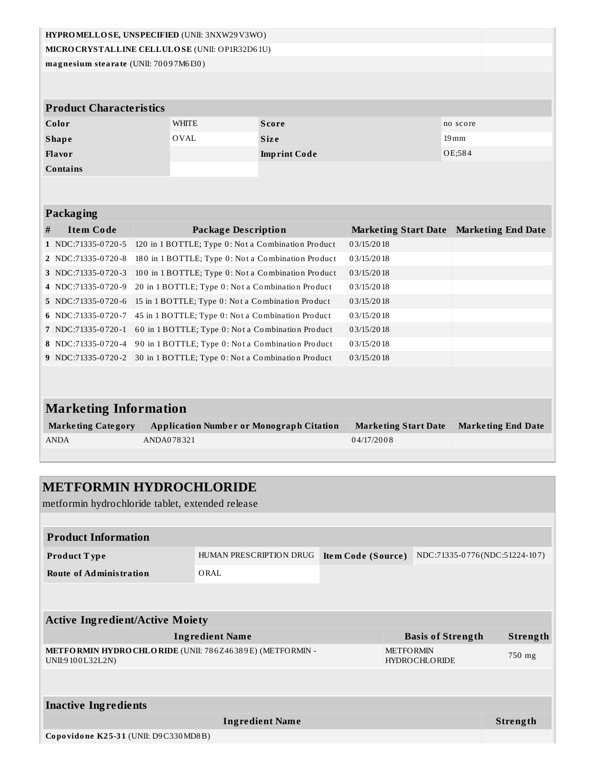| | |
|---|---|
| **HYPROMELLOSE, UNSPECIFIED** (UNII: 3NXW29V3WO) | |
| **MICROCRYSTALLINE CELLULOSE** (UNII: OP1R32D61U) | |
| **magnesium stearate** (UNII: 70097M6I30) | |

| Product Characteristics | | | |
|---|---|---|---|
| **Color** | WHITE | **Score** | no score |
| **Shape** | OVAL | **Size** | 19mm |
| **Flavor** | | **Imprint Code** | OE;584 |
| **Contains** | | | |

| Packaging | | | | |
|---|---|---|---|---|
| **#** | **Item Code** | **Package Description** | **Marketing Start Date** | **Marketing End Date** |
| 1 | NDC:71335-0720-5 | 120 in 1 BOTTLE; Type 0: Not a Combination Product | 03/15/2018 | |
| 2 | NDC:71335-0720-8 | 180 in 1 BOTTLE; Type 0: Not a Combination Product | 03/15/2018 | |
| 3 | NDC:71335-0720-3 | 100 in 1 BOTTLE; Type 0: Not a Combination Product | 03/15/2018 | |
| 4 | NDC:71335-0720-9 | 20 in 1 BOTTLE; Type 0: Not a Combination Product | 03/15/2018 | |
| 5 | NDC:71335-0720-6 | 15 in 1 BOTTLE; Type 0: Not a Combination Product | 03/15/2018 | |
| 6 | NDC:71335-0720-7 | 45 in 1 BOTTLE; Type 0: Not a Combination Product | 03/15/2018 | |
| 7 | NDC:71335-0720-1 | 60 in 1 BOTTLE; Type 0: Not a Combination Product | 03/15/2018 | |
| 8 | NDC:71335-0720-4 | 90 in 1 BOTTLE; Type 0: Not a Combination Product | 03/15/2018 | |
| 9 | NDC:71335-0720-2 | 30 in 1 BOTTLE; Type 0: Not a Combination Product | 03/15/2018 | |

| Marketing Information | | | |
|---|---|---|---|
| **Marketing Category** | **Application Number or Monograph Citation** | **Marketing Start Date** | **Marketing End Date** |
| ANDA | ANDA078321 | 04/17/2008 | |

## METFORMIN HYDROCHLORIDE

metformin hydrochloride tablet, extended release

| Product Information | | | |
|---|---|---|---|
| **Product Type** | HUMAN PRESCRIPTION DRUG | **Item Code (Source)** | NDC:71335-0776(NDC:51224-107) |
| **Route of Administration** | ORAL | | |

| Active Ingredient/Active Moiety | | |
|---|---|---|
| **Ingredient Name** | **Basis of Strength** | **Strength** |
| **METFORMIN HYDROCHLORIDE** (UNII: 786Z46389E) (METFORMIN - UNII:9100L32L2N) | METFORMIN HYDROCHLORIDE | 750 mg |

| Inactive Ingredients | |
|---|---|
| **Ingredient Name** | **Strength** |
| **Copovidone K25-31** (UNII: D9C330MD8B) | |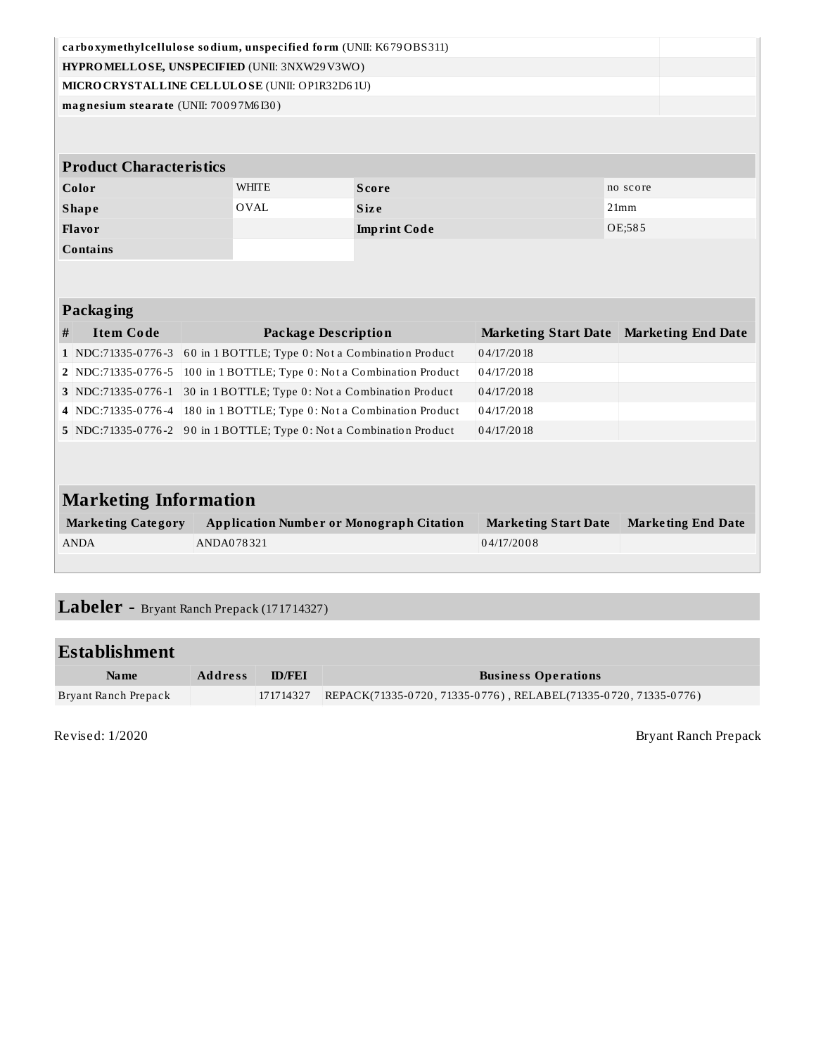| | |
|---|---|
| **carboxymethylcellulose sodium, unspecified form** (UNII: K679OBS311) | |
| **HYPROMELLOSE, UNSPECIFIED** (UNII: 3NXW29V3WO) | |
| **MICROCRYSTALLINE CELLULOSE** (UNII: OP1R32D61U) | |
| **magnesium stearate** (UNII: 70097M6I30) | |

### Product Characteristics

| | | | |
|---|---|---|---|
| **Color** | WHITE | **Score** | no score |
| **Shape** | OVAL | **Size** | 21mm |
| **Flavor** | | **Imprint Code** | OE;585 |
| **Contains** | | | |

### Packaging

| # | Item Code | Package Description | Marketing Start Date | Marketing End Date |
|---|---|---|---|---|
| 1 | NDC:71335-0776-3 | 60 in 1 BOTTLE; Type 0: Not a Combination Product | 04/17/2018 | |
| 2 | NDC:71335-0776-5 | 100 in 1 BOTTLE; Type 0: Not a Combination Product | 04/17/2018 | |
| 3 | NDC:71335-0776-1 | 30 in 1 BOTTLE; Type 0: Not a Combination Product | 04/17/2018 | |
| 4 | NDC:71335-0776-4 | 180 in 1 BOTTLE; Type 0: Not a Combination Product | 04/17/2018 | |
| 5 | NDC:71335-0776-2 | 90 in 1 BOTTLE; Type 0: Not a Combination Product | 04/17/2018 | |

### Marketing Information

| Marketing Category | Application Number or Monograph Citation | Marketing Start Date | Marketing End Date |
|---|---|---|---|
| ANDA | ANDA078321 | 04/17/2008 | |

## Labeler - Bryant Ranch Prepack (171714327)

## Establishment

| Name | Address | ID/FEI | Business Operations |
|---|---|---|---|
| Bryant Ranch Prepack | | 171714327 | REPACK(71335-0720, 71335-0776) , RELABEL(71335-0720, 71335-0776) |

Revised: 1/2020

Bryant Ranch Prepack